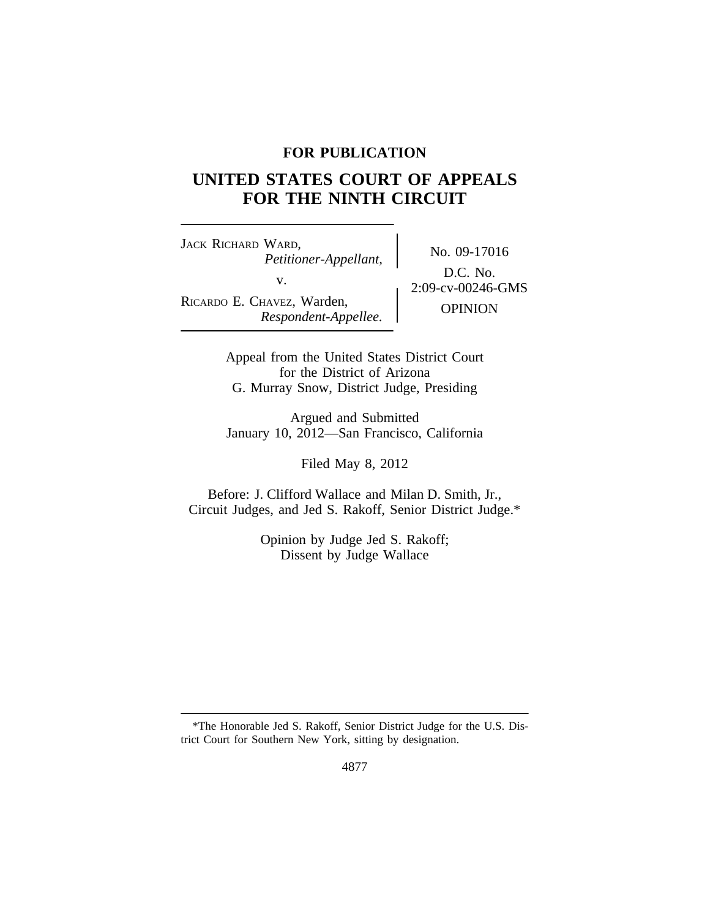**FOR PUBLICATION**

# UNITED STATES COURT OF APPEALS FOR THE NINTH CIRCUIT

| | |
|---|---|
| JACK RICHARD WARD, *Petitioner-Appellant,* v. RICARDO E. CHAVEZ, Warden, *Respondent-Appellee.* | No. 09-17016 D.C. No. 2:09-cv-00246-GMS OPINION |

Appeal from the United States District Court
for the District of Arizona
G. Murray Snow, District Judge, Presiding

Argued and Submitted
January 10, 2012—San Francisco, California

Filed May 8, 2012

Before: J. Clifford Wallace and Milan D. Smith, Jr.,
Circuit Judges, and Jed S. Rakoff, Senior District Judge.*

Opinion by Judge Jed S. Rakoff;
Dissent by Judge Wallace

---

*The Honorable Jed S. Rakoff, Senior District Judge for the U.S. District Court for Southern New York, sitting by designation.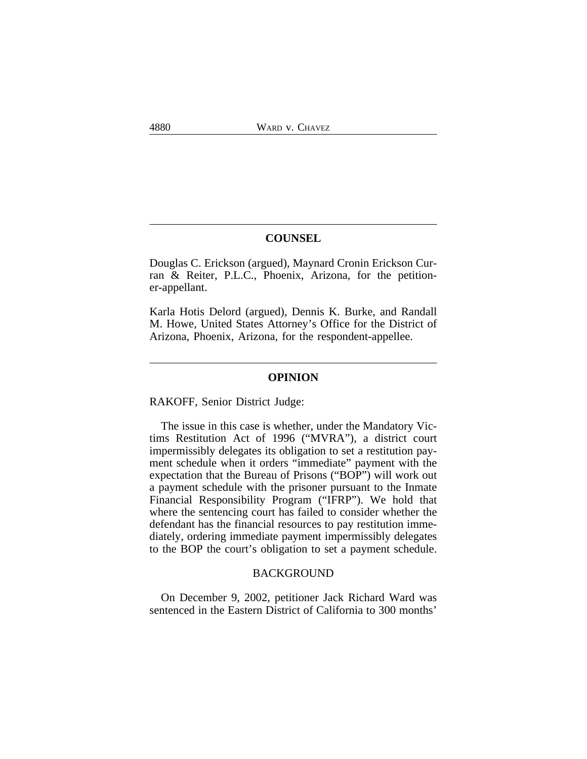## COUNSEL

Douglas C. Erickson (argued), Maynard Cronin Erickson Curran & Reiter, P.L.C., Phoenix, Arizona, for the petitioner-appellant.

Karla Hotis Delord (argued), Dennis K. Burke, and Randall M. Howe, United States Attorney's Office for the District of Arizona, Phoenix, Arizona, for the respondent-appellee.

## OPINION

RAKOFF, Senior District Judge:

The issue in this case is whether, under the Mandatory Victims Restitution Act of 1996 ("MVRA"), a district court impermissibly delegates its obligation to set a restitution payment schedule when it orders "immediate" payment with the expectation that the Bureau of Prisons ("BOP") will work out a payment schedule with the prisoner pursuant to the Inmate Financial Responsibility Program ("IFRP"). We hold that where the sentencing court has failed to consider whether the defendant has the financial resources to pay restitution immediately, ordering immediate payment impermissibly delegates to the BOP the court's obligation to set a payment schedule.

### BACKGROUND

On December 9, 2002, petitioner Jack Richard Ward was sentenced in the Eastern District of California to 300 months'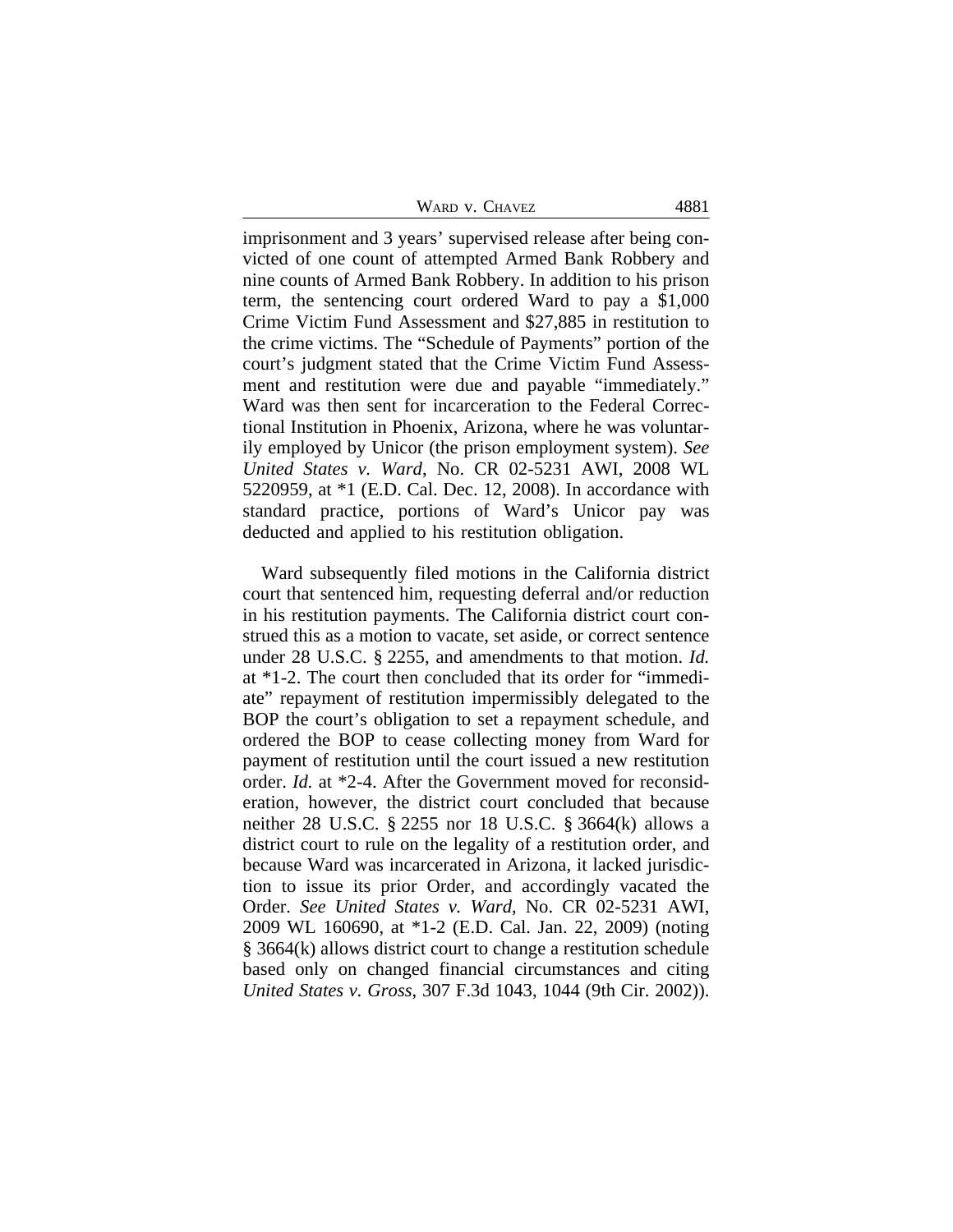imprisonment and 3 years' supervised release after being convicted of one count of attempted Armed Bank Robbery and nine counts of Armed Bank Robbery. In addition to his prison term, the sentencing court ordered Ward to pay a $1,000 Crime Victim Fund Assessment and $27,885 in restitution to the crime victims. The "Schedule of Payments" portion of the court's judgment stated that the Crime Victim Fund Assessment and restitution were due and payable "immediately." Ward was then sent for incarceration to the Federal Correctional Institution in Phoenix, Arizona, where he was voluntarily employed by Unicor (the prison employment system). *See United States v. Ward*, No. CR 02-5231 AWI, 2008 WL 5220959, at *1 (E.D. Cal. Dec. 12, 2008). In accordance with standard practice, portions of Ward's Unicor pay was deducted and applied to his restitution obligation.

Ward subsequently filed motions in the California district court that sentenced him, requesting deferral and/or reduction in his restitution payments. The California district court construed this as a motion to vacate, set aside, or correct sentence under 28 U.S.C. § 2255, and amendments to that motion. *Id.* at *1-2. The court then concluded that its order for "immediate" repayment of restitution impermissibly delegated to the BOP the court's obligation to set a repayment schedule, and ordered the BOP to cease collecting money from Ward for payment of restitution until the court issued a new restitution order. *Id.* at *2-4. After the Government moved for reconsideration, however, the district court concluded that because neither 28 U.S.C. § 2255 nor 18 U.S.C. § 3664(k) allows a district court to rule on the legality of a restitution order, and because Ward was incarcerated in Arizona, it lacked jurisdiction to issue its prior Order, and accordingly vacated the Order. *See United States v. Ward*, No. CR 02-5231 AWI, 2009 WL 160690, at *1-2 (E.D. Cal. Jan. 22, 2009) (noting § 3664(k) allows district court to change a restitution schedule based only on changed financial circumstances and citing *United States v. Gross*, 307 F.3d 1043, 1044 (9th Cir. 2002)).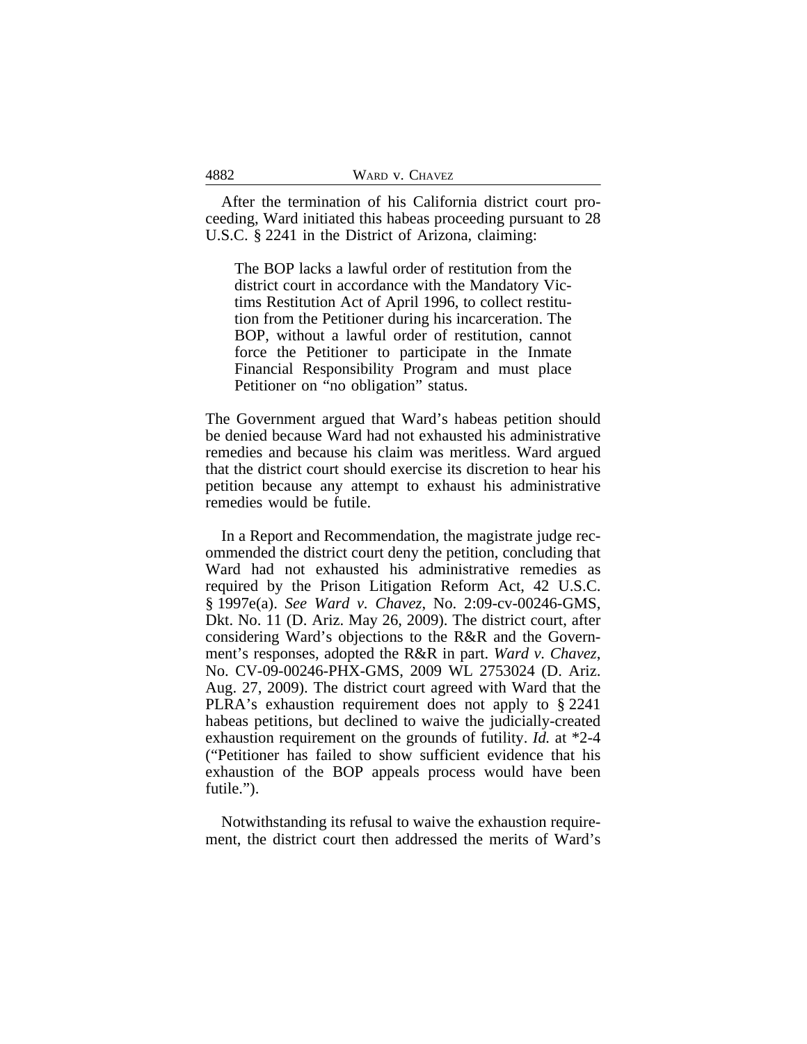After the termination of his California district court proceeding, Ward initiated this habeas proceeding pursuant to 28 U.S.C. § 2241 in the District of Arizona, claiming:

> The BOP lacks a lawful order of restitution from the district court in accordance with the Mandatory Victims Restitution Act of April 1996, to collect restitution from the Petitioner during his incarceration. The BOP, without a lawful order of restitution, cannot force the Petitioner to participate in the Inmate Financial Responsibility Program and must place Petitioner on "no obligation" status.

The Government argued that Ward's habeas petition should be denied because Ward had not exhausted his administrative remedies and because his claim was meritless. Ward argued that the district court should exercise its discretion to hear his petition because any attempt to exhaust his administrative remedies would be futile.

In a Report and Recommendation, the magistrate judge recommended the district court deny the petition, concluding that Ward had not exhausted his administrative remedies as required by the Prison Litigation Reform Act, 42 U.S.C. § 1997e(a). *See Ward v. Chavez*, No. 2:09-cv-00246-GMS, Dkt. No. 11 (D. Ariz. May 26, 2009). The district court, after considering Ward's objections to the R&R and the Government's responses, adopted the R&R in part. *Ward v. Chavez*, No. CV-09-00246-PHX-GMS, 2009 WL 2753024 (D. Ariz. Aug. 27, 2009). The district court agreed with Ward that the PLRA's exhaustion requirement does not apply to § 2241 habeas petitions, but declined to waive the judicially-created exhaustion requirement on the grounds of futility. *Id.* at *2-4 ("Petitioner has failed to show sufficient evidence that his exhaustion of the BOP appeals process would have been futile.").

Notwithstanding its refusal to waive the exhaustion requirement, the district court then addressed the merits of Ward's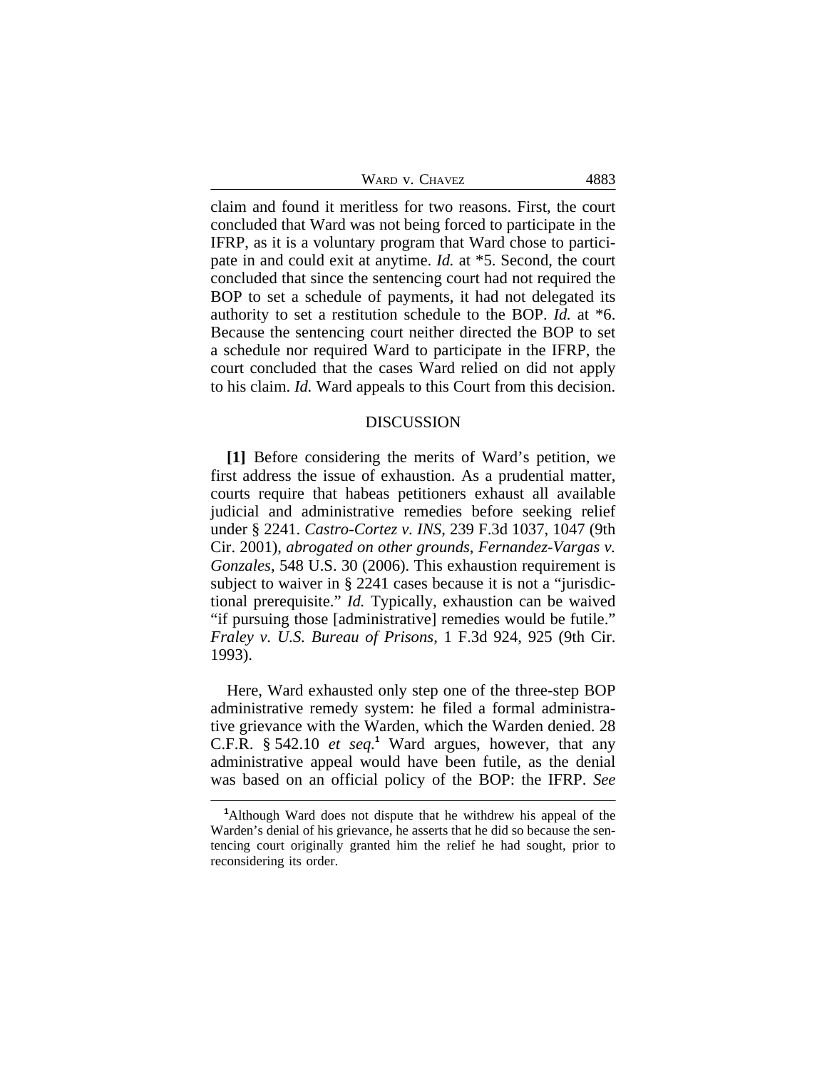claim and found it meritless for two reasons. First, the court concluded that Ward was not being forced to participate in the IFRP, as it is a voluntary program that Ward chose to participate in and could exit at anytime. *Id.* at *5. Second, the court concluded that since the sentencing court had not required the BOP to set a schedule of payments, it had not delegated its authority to set a restitution schedule to the BOP. *Id.* at *6. Because the sentencing court neither directed the BOP to set a schedule nor required Ward to participate in the IFRP, the court concluded that the cases Ward relied on did not apply to his claim. *Id.* Ward appeals to this Court from this decision.

## DISCUSSION

**[1]** Before considering the merits of Ward's petition, we first address the issue of exhaustion. As a prudential matter, courts require that habeas petitioners exhaust all available judicial and administrative remedies before seeking relief under § 2241. *Castro-Cortez v. INS*, 239 F.3d 1037, 1047 (9th Cir. 2001), *abrogated on other grounds*, *Fernandez-Vargas v. Gonzales*, 548 U.S. 30 (2006). This exhaustion requirement is subject to waiver in § 2241 cases because it is not a "jurisdictional prerequisite." *Id.* Typically, exhaustion can be waived "if pursuing those [administrative] remedies would be futile." *Fraley v. U.S. Bureau of Prisons*, 1 F.3d 924, 925 (9th Cir. 1993).

Here, Ward exhausted only step one of the three-step BOP administrative remedy system: he filed a formal administrative grievance with the Warden, which the Warden denied. 28 C.F.R. § 542.10 *et seq.*[1] Ward argues, however, that any administrative appeal would have been futile, as the denial was based on an official policy of the BOP: the IFRP. *See*

[1]Although Ward does not dispute that he withdrew his appeal of the Warden's denial of his grievance, he asserts that he did so because the sentencing court originally granted him the relief he had sought, prior to reconsidering its order.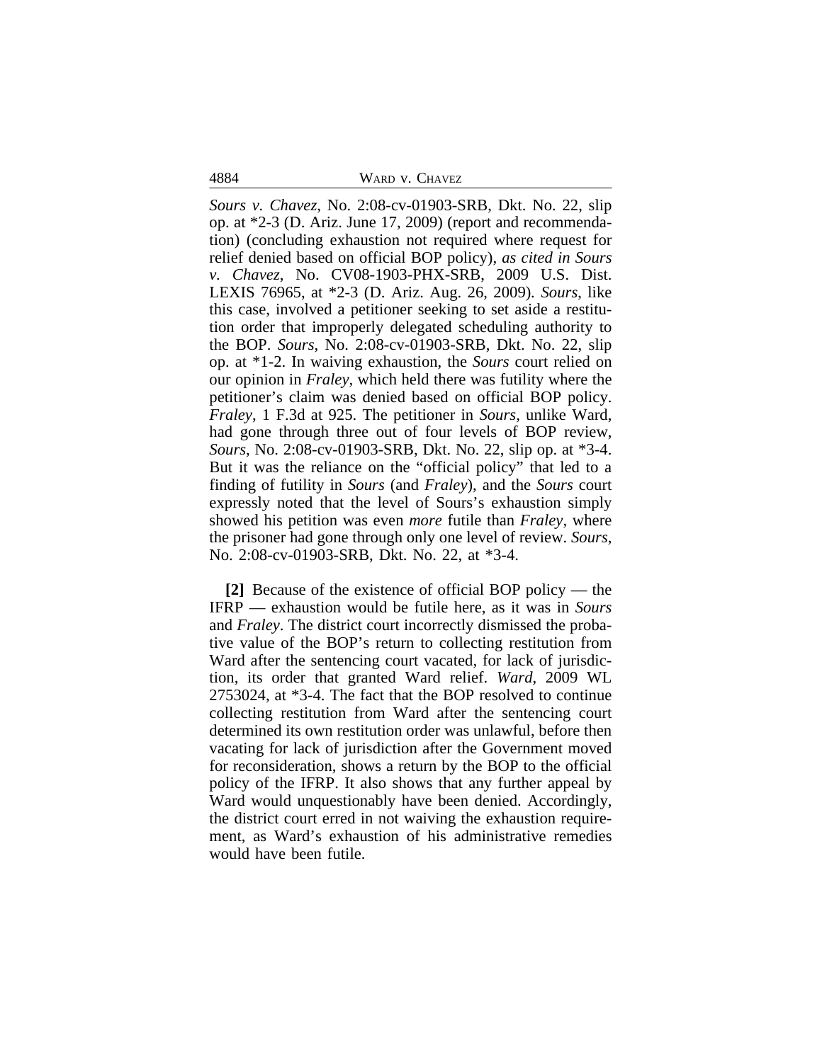*Sours v. Chavez*, No. 2:08-cv-01903-SRB, Dkt. No. 22, slip op. at *2-3 (D. Ariz. June 17, 2009) (report and recommendation) (concluding exhaustion not required where request for relief denied based on official BOP policy), *as cited in Sours v. Chavez*, No. CV08-1903-PHX-SRB, 2009 U.S. Dist. LEXIS 76965, at *2-3 (D. Ariz. Aug. 26, 2009). *Sours*, like this case, involved a petitioner seeking to set aside a restitution order that improperly delegated scheduling authority to the BOP. *Sours*, No. 2:08-cv-01903-SRB, Dkt. No. 22, slip op. at *1-2. In waiving exhaustion, the *Sours* court relied on our opinion in *Fraley*, which held there was futility where the petitioner's claim was denied based on official BOP policy. *Fraley*, 1 F.3d at 925. The petitioner in *Sours*, unlike Ward, had gone through three out of four levels of BOP review, *Sours*, No. 2:08-cv-01903-SRB, Dkt. No. 22, slip op. at *3-4. But it was the reliance on the "official policy" that led to a finding of futility in *Sours* (and *Fraley*), and the *Sours* court expressly noted that the level of Sours's exhaustion simply showed his petition was even *more* futile than *Fraley*, where the prisoner had gone through only one level of review. *Sours*, No. 2:08-cv-01903-SRB, Dkt. No. 22, at *3-4.

**[2]** Because of the existence of official BOP policy — the IFRP — exhaustion would be futile here, as it was in *Sours* and *Fraley*. The district court incorrectly dismissed the probative value of the BOP's return to collecting restitution from Ward after the sentencing court vacated, for lack of jurisdiction, its order that granted Ward relief. *Ward*, 2009 WL 2753024, at *3-4. The fact that the BOP resolved to continue collecting restitution from Ward after the sentencing court determined its own restitution order was unlawful, before then vacating for lack of jurisdiction after the Government moved for reconsideration, shows a return by the BOP to the official policy of the IFRP. It also shows that any further appeal by Ward would unquestionably have been denied. Accordingly, the district court erred in not waiving the exhaustion requirement, as Ward's exhaustion of his administrative remedies would have been futile.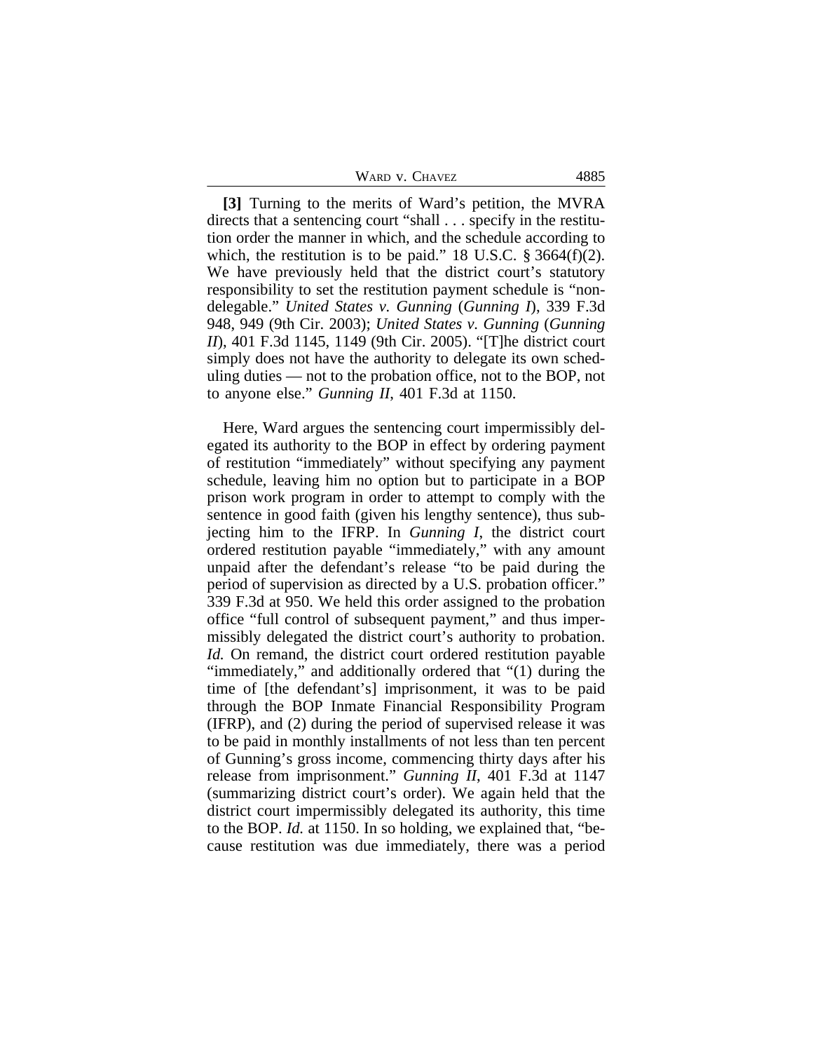**[3]** Turning to the merits of Ward's petition, the MVRA directs that a sentencing court "shall . . . specify in the restitution order the manner in which, and the schedule according to which, the restitution is to be paid." 18 U.S.C. § 3664(f)(2). We have previously held that the district court's statutory responsibility to set the restitution payment schedule is "non-delegable." *United States v. Gunning* (*Gunning I*), 339 F.3d 948, 949 (9th Cir. 2003); *United States v. Gunning* (*Gunning II*), 401 F.3d 1145, 1149 (9th Cir. 2005). "[T]he district court simply does not have the authority to delegate its own scheduling duties — not to the probation office, not to the BOP, not to anyone else." *Gunning II*, 401 F.3d at 1150.

Here, Ward argues the sentencing court impermissibly delegated its authority to the BOP in effect by ordering payment of restitution "immediately" without specifying any payment schedule, leaving him no option but to participate in a BOP prison work program in order to attempt to comply with the sentence in good faith (given his lengthy sentence), thus subjecting him to the IFRP. In *Gunning I*, the district court ordered restitution payable "immediately," with any amount unpaid after the defendant's release "to be paid during the period of supervision as directed by a U.S. probation officer." 339 F.3d at 950. We held this order assigned to the probation office "full control of subsequent payment," and thus impermissibly delegated the district court's authority to probation. *Id.* On remand, the district court ordered restitution payable "immediately," and additionally ordered that "(1) during the time of [the defendant's] imprisonment, it was to be paid through the BOP Inmate Financial Responsibility Program (IFRP), and (2) during the period of supervised release it was to be paid in monthly installments of not less than ten percent of Gunning's gross income, commencing thirty days after his release from imprisonment." *Gunning II*, 401 F.3d at 1147 (summarizing district court's order). We again held that the district court impermissibly delegated its authority, this time to the BOP. *Id.* at 1150. In so holding, we explained that, "because restitution was due immediately, there was a period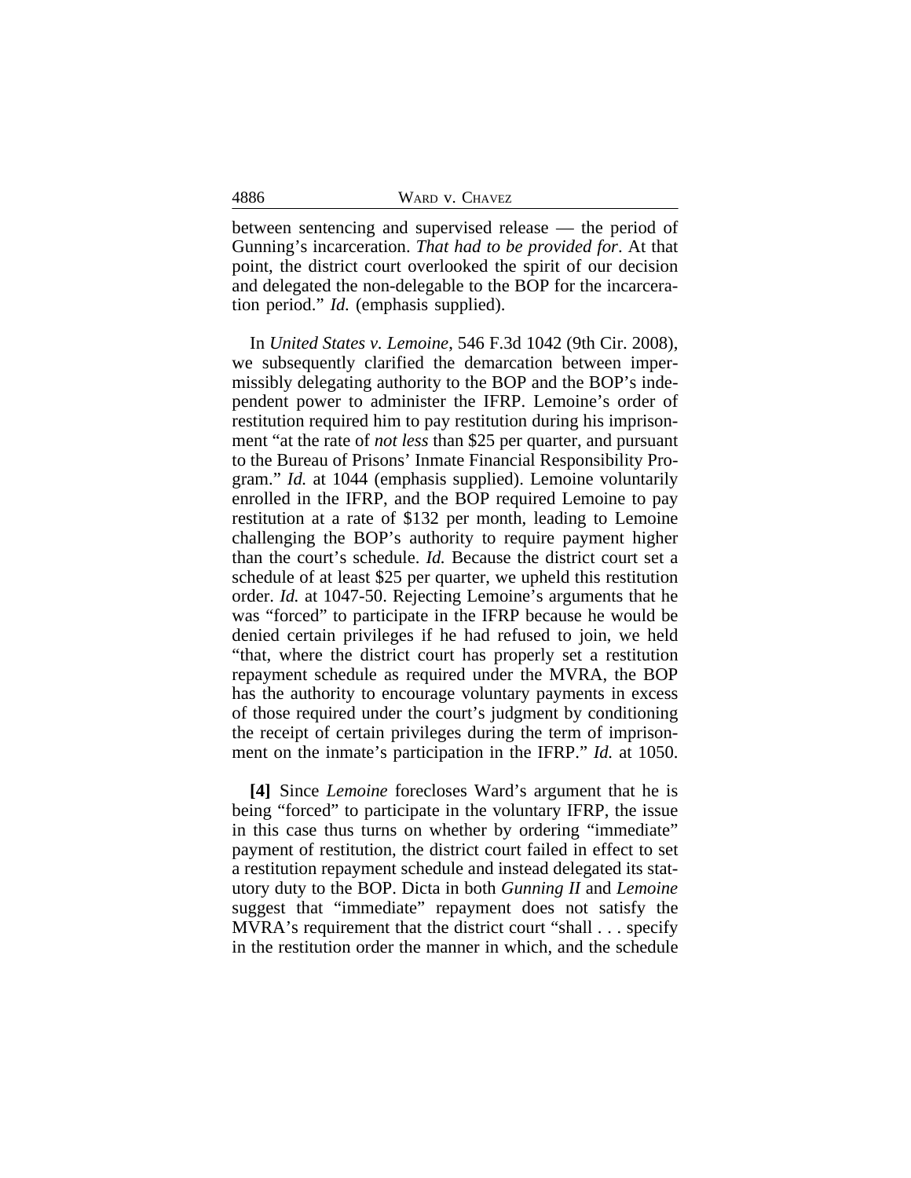between sentencing and supervised release — the period of Gunning's incarceration. *That had to be provided for*. At that point, the district court overlooked the spirit of our decision and delegated the non-delegable to the BOP for the incarceration period." *Id.* (emphasis supplied).

In *United States v. Lemoine*, 546 F.3d 1042 (9th Cir. 2008), we subsequently clarified the demarcation between impermissibly delegating authority to the BOP and the BOP's independent power to administer the IFRP. Lemoine's order of restitution required him to pay restitution during his imprisonment "at the rate of *not less* than $25 per quarter, and pursuant to the Bureau of Prisons' Inmate Financial Responsibility Program." *Id.* at 1044 (emphasis supplied). Lemoine voluntarily enrolled in the IFRP, and the BOP required Lemoine to pay restitution at a rate of $132 per month, leading to Lemoine challenging the BOP's authority to require payment higher than the court's schedule. *Id.* Because the district court set a schedule of at least $25 per quarter, we upheld this restitution order. *Id.* at 1047-50. Rejecting Lemoine's arguments that he was "forced" to participate in the IFRP because he would be denied certain privileges if he had refused to join, we held "that, where the district court has properly set a restitution repayment schedule as required under the MVRA, the BOP has the authority to encourage voluntary payments in excess of those required under the court's judgment by conditioning the receipt of certain privileges during the term of imprisonment on the inmate's participation in the IFRP." *Id.* at 1050.

**[4]** Since *Lemoine* forecloses Ward's argument that he is being "forced" to participate in the voluntary IFRP, the issue in this case thus turns on whether by ordering "immediate" payment of restitution, the district court failed in effect to set a restitution repayment schedule and instead delegated its statutory duty to the BOP. Dicta in both *Gunning II* and *Lemoine* suggest that "immediate" repayment does not satisfy the MVRA's requirement that the district court "shall . . . specify in the restitution order the manner in which, and the schedule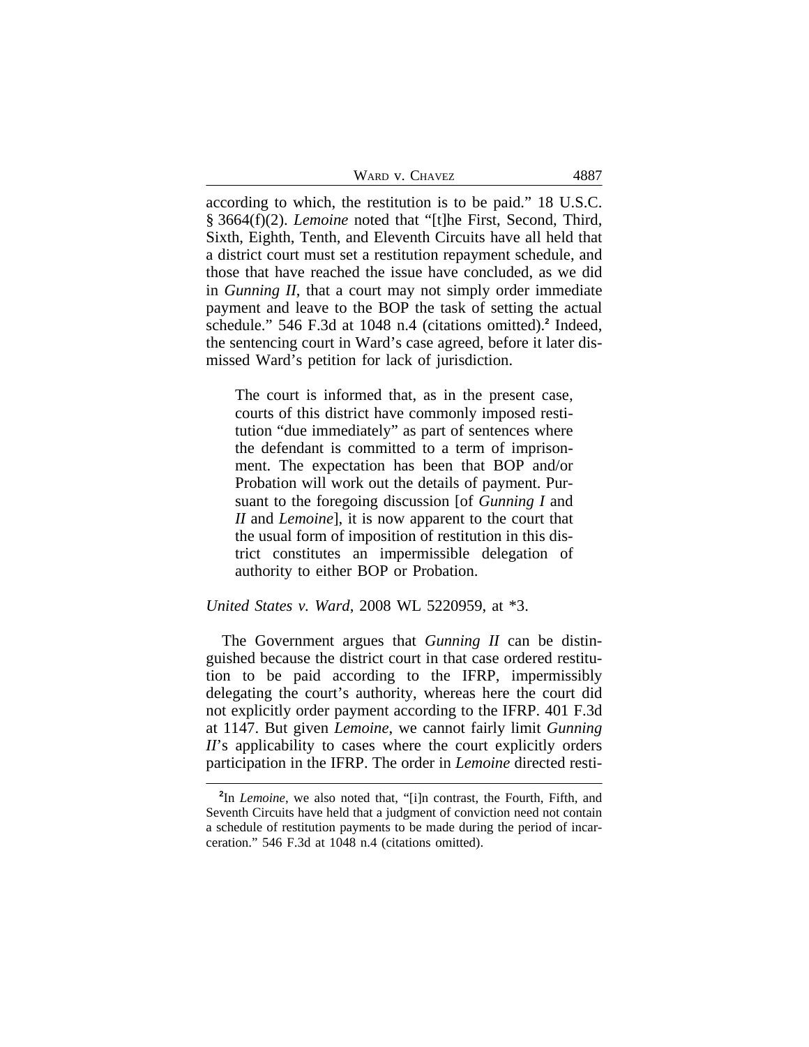according to which, the restitution is to be paid." 18 U.S.C. § 3664(f)(2). *Lemoine* noted that "[t]he First, Second, Third, Sixth, Eighth, Tenth, and Eleventh Circuits have all held that a district court must set a restitution repayment schedule, and those that have reached the issue have concluded, as we did in *Gunning II*, that a court may not simply order immediate payment and leave to the BOP the task of setting the actual schedule." 546 F.3d at 1048 n.4 (citations omitted).[2] Indeed, the sentencing court in Ward's case agreed, before it later dismissed Ward's petition for lack of jurisdiction.

> The court is informed that, as in the present case, courts of this district have commonly imposed restitution "due immediately" as part of sentences where the defendant is committed to a term of imprisonment. The expectation has been that BOP and/or Probation will work out the details of payment. Pursuant to the foregoing discussion [of *Gunning I* and *II* and *Lemoine*], it is now apparent to the court that the usual form of imposition of restitution in this district constitutes an impermissible delegation of authority to either BOP or Probation.

*United States v. Ward*, 2008 WL 5220959, at *3.

The Government argues that *Gunning II* can be distinguished because the district court in that case ordered restitution to be paid according to the IFRP, impermissibly delegating the court's authority, whereas here the court did not explicitly order payment according to the IFRP. 401 F.3d at 1147. But given *Lemoine*, we cannot fairly limit *Gunning II*'s applicability to cases where the court explicitly orders participation in the IFRP. The order in *Lemoine* directed resti-

[2] In *Lemoine*, we also noted that, "[i]n contrast, the Fourth, Fifth, and Seventh Circuits have held that a judgment of conviction need not contain a schedule of restitution payments to be made during the period of incarceration." 546 F.3d at 1048 n.4 (citations omitted).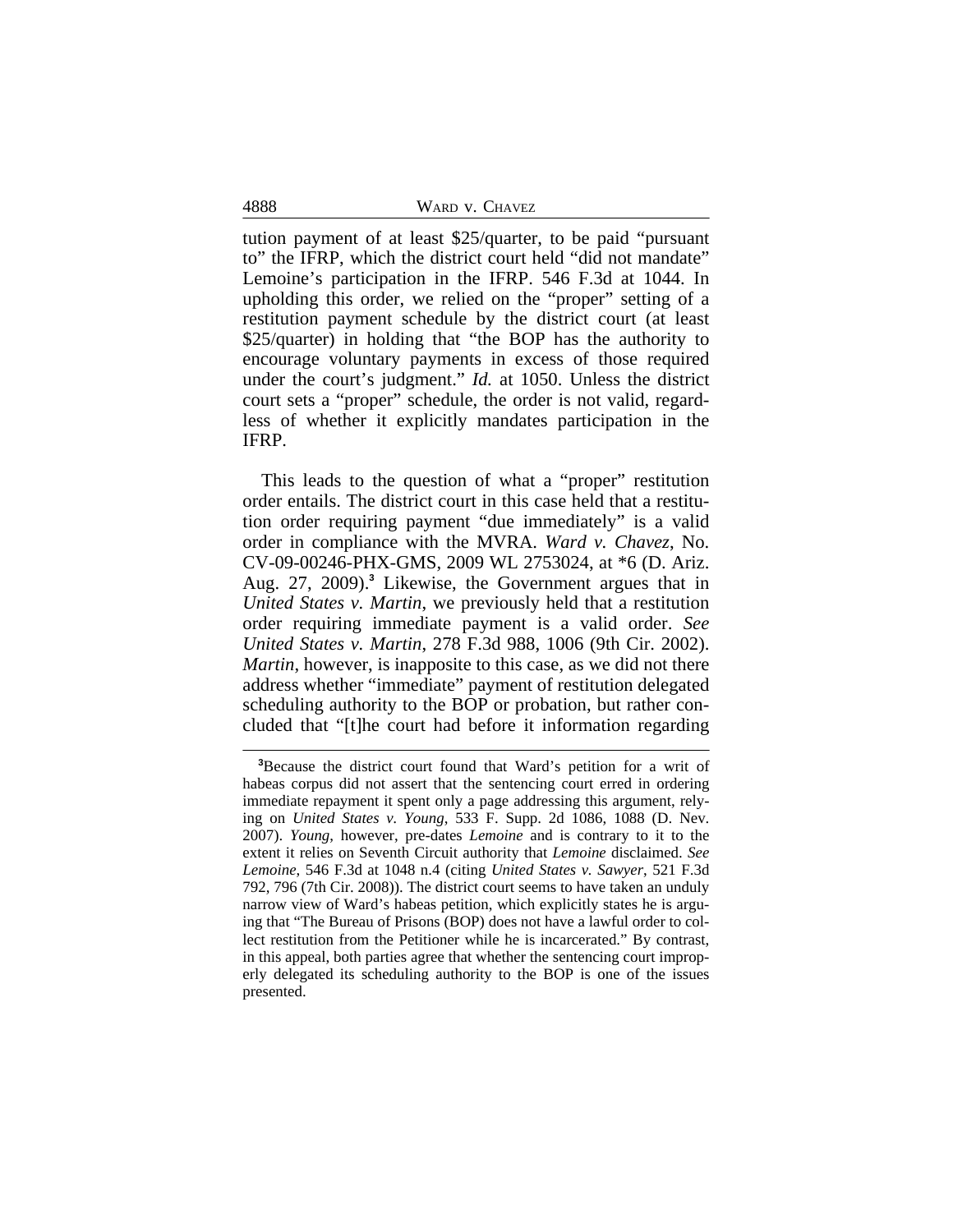tution payment of at least $25/quarter, to be paid "pursuant to" the IFRP, which the district court held "did not mandate" Lemoine's participation in the IFRP. 546 F.3d at 1044. In upholding this order, we relied on the "proper" setting of a restitution payment schedule by the district court (at least $25/quarter) in holding that "the BOP has the authority to encourage voluntary payments in excess of those required under the court's judgment." *Id.* at 1050. Unless the district court sets a "proper" schedule, the order is not valid, regardless of whether it explicitly mandates participation in the IFRP.

This leads to the question of what a "proper" restitution order entails. The district court in this case held that a restitution order requiring payment "due immediately" is a valid order in compliance with the MVRA. *Ward v. Chavez*, No. CV-09-00246-PHX-GMS, 2009 WL 2753024, at *6 (D. Ariz. Aug. 27, 2009).[3] Likewise, the Government argues that in *United States v. Martin*, we previously held that a restitution order requiring immediate payment is a valid order. *See United States v. Martin*, 278 F.3d 988, 1006 (9th Cir. 2002). *Martin*, however, is inapposite to this case, as we did not there address whether "immediate" payment of restitution delegated scheduling authority to the BOP or probation, but rather concluded that "[t]he court had before it information regarding

[3]Because the district court found that Ward's petition for a writ of habeas corpus did not assert that the sentencing court erred in ordering immediate repayment it spent only a page addressing this argument, relying on *United States v. Young*, 533 F. Supp. 2d 1086, 1088 (D. Nev. 2007). *Young*, however, pre-dates *Lemoine* and is contrary to it to the extent it relies on Seventh Circuit authority that *Lemoine* disclaimed. *See Lemoine*, 546 F.3d at 1048 n.4 (citing *United States v. Sawyer*, 521 F.3d 792, 796 (7th Cir. 2008)). The district court seems to have taken an unduly narrow view of Ward's habeas petition, which explicitly states he is arguing that "The Bureau of Prisons (BOP) does not have a lawful order to collect restitution from the Petitioner while he is incarcerated." By contrast, in this appeal, both parties agree that whether the sentencing court improperly delegated its scheduling authority to the BOP is one of the issues presented.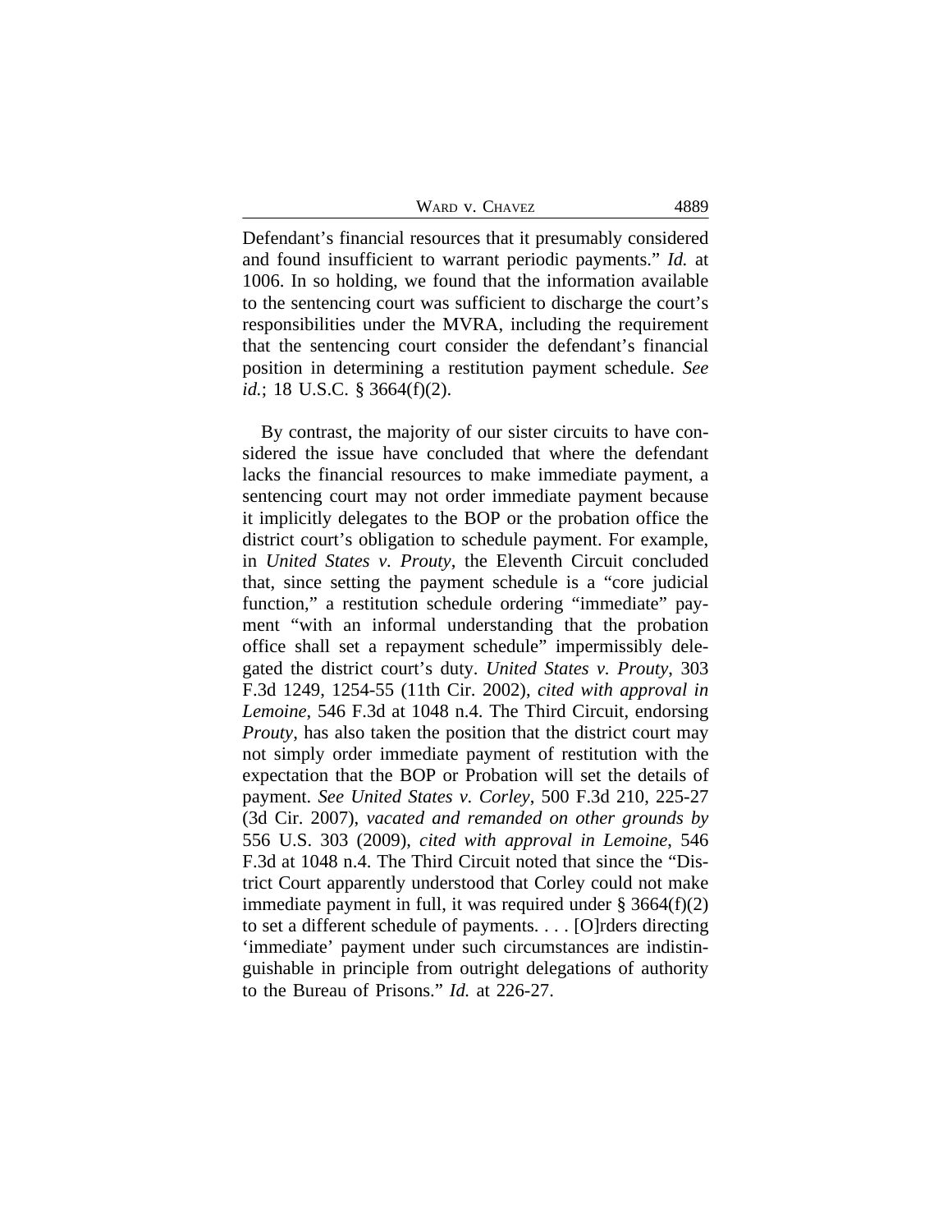Defendant's financial resources that it presumably considered and found insufficient to warrant periodic payments." *Id.* at 1006. In so holding, we found that the information available to the sentencing court was sufficient to discharge the court's responsibilities under the MVRA, including the requirement that the sentencing court consider the defendant's financial position in determining a restitution payment schedule. *See id.*; 18 U.S.C. § 3664(f)(2).

By contrast, the majority of our sister circuits to have considered the issue have concluded that where the defendant lacks the financial resources to make immediate payment, a sentencing court may not order immediate payment because it implicitly delegates to the BOP or the probation office the district court's obligation to schedule payment. For example, in *United States v. Prouty*, the Eleventh Circuit concluded that, since setting the payment schedule is a "core judicial function," a restitution schedule ordering "immediate" payment "with an informal understanding that the probation office shall set a repayment schedule" impermissibly delegated the district court's duty. *United States v. Prouty*, 303 F.3d 1249, 1254-55 (11th Cir. 2002), *cited with approval in Lemoine*, 546 F.3d at 1048 n.4. The Third Circuit, endorsing *Prouty*, has also taken the position that the district court may not simply order immediate payment of restitution with the expectation that the BOP or Probation will set the details of payment. *See United States v. Corley*, 500 F.3d 210, 225-27 (3d Cir. 2007), *vacated and remanded on other grounds by* 556 U.S. 303 (2009), *cited with approval in Lemoine*, 546 F.3d at 1048 n.4. The Third Circuit noted that since the "District Court apparently understood that Corley could not make immediate payment in full, it was required under § 3664(f)(2) to set a different schedule of payments. . . . [O]rders directing 'immediate' payment under such circumstances are indistinguishable in principle from outright delegations of authority to the Bureau of Prisons." *Id.* at 226-27.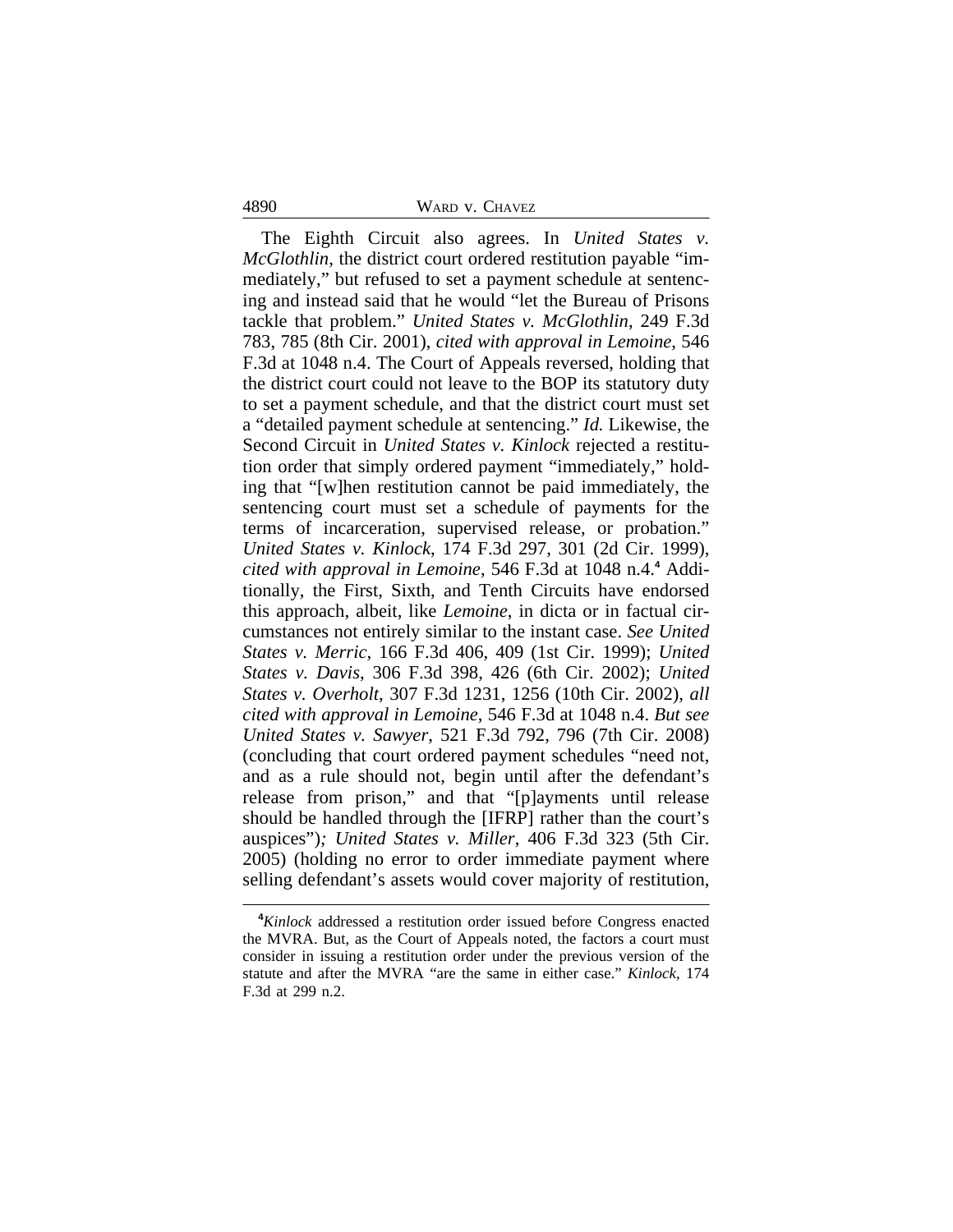The Eighth Circuit also agrees. In *United States v. McGlothlin*, the district court ordered restitution payable "immediately," but refused to set a payment schedule at sentencing and instead said that he would "let the Bureau of Prisons tackle that problem." *United States v. McGlothlin*, 249 F.3d 783, 785 (8th Cir. 2001), *cited with approval in Lemoine*, 546 F.3d at 1048 n.4. The Court of Appeals reversed, holding that the district court could not leave to the BOP its statutory duty to set a payment schedule, and that the district court must set a "detailed payment schedule at sentencing." *Id.* Likewise, the Second Circuit in *United States v. Kinlock* rejected a restitution order that simply ordered payment "immediately," holding that "[w]hen restitution cannot be paid immediately, the sentencing court must set a schedule of payments for the terms of incarceration, supervised release, or probation." *United States v. Kinlock*, 174 F.3d 297, 301 (2d Cir. 1999), *cited with approval in Lemoine*, 546 F.3d at 1048 n.4.[4] Additionally, the First, Sixth, and Tenth Circuits have endorsed this approach, albeit, like *Lemoine*, in dicta or in factual circumstances not entirely similar to the instant case. *See United States v. Merric*, 166 F.3d 406, 409 (1st Cir. 1999); *United States v. Davis*, 306 F.3d 398, 426 (6th Cir. 2002); *United States v. Overholt*, 307 F.3d 1231, 1256 (10th Cir. 2002), *all cited with approval in Lemoine*, 546 F.3d at 1048 n.4. *But see United States v. Sawyer*, 521 F.3d 792, 796 (7th Cir. 2008) (concluding that court ordered payment schedules "need not, and as a rule should not, begin until after the defendant's release from prison," and that "[p]ayments until release should be handled through the [IFRP] rather than the court's auspices"); *United States v. Miller*, 406 F.3d 323 (5th Cir. 2005) (holding no error to order immediate payment where selling defendant's assets would cover majority of restitution,

[4] *Kinlock* addressed a restitution order issued before Congress enacted the MVRA. But, as the Court of Appeals noted, the factors a court must consider in issuing a restitution order under the previous version of the statute and after the MVRA "are the same in either case." *Kinlock*, 174 F.3d at 299 n.2.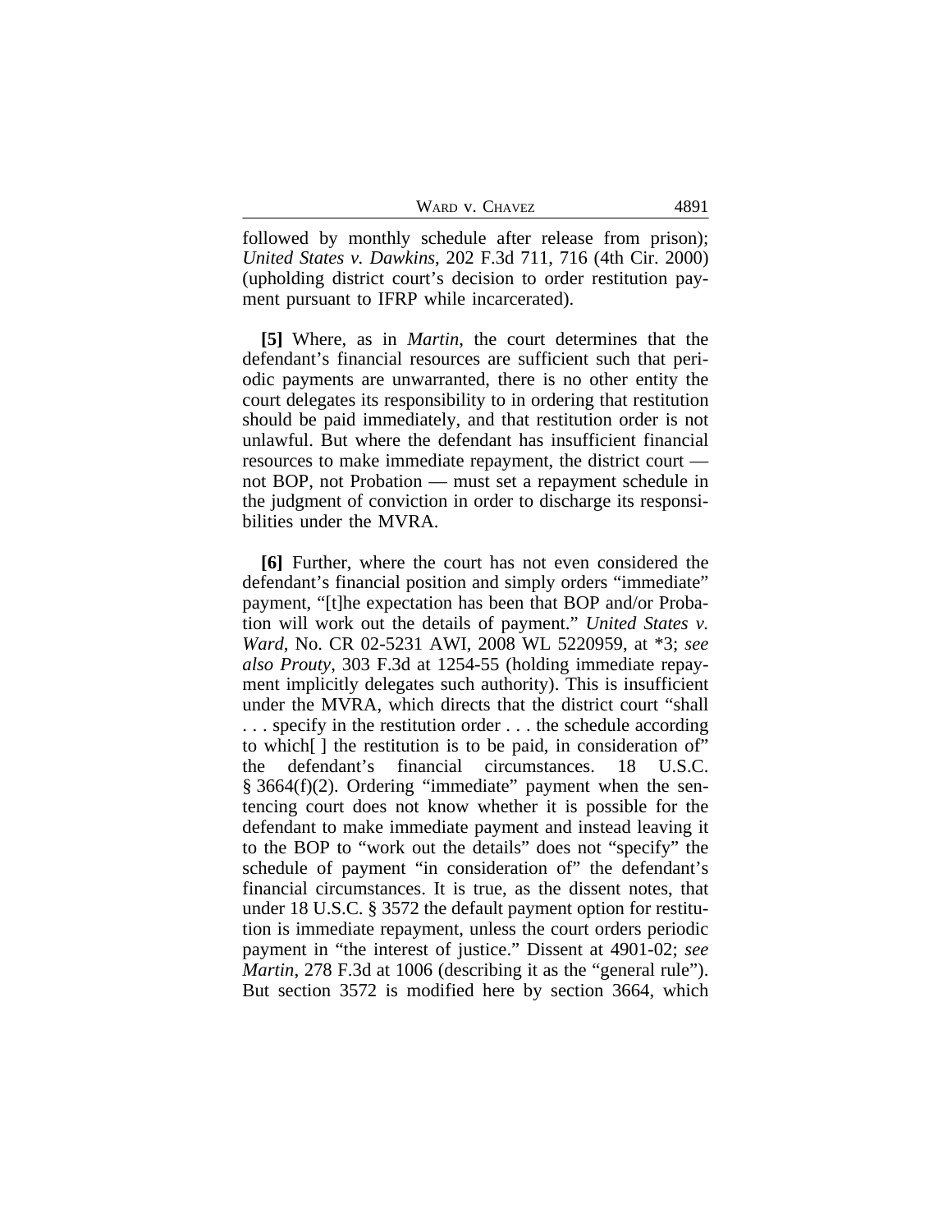followed by monthly schedule after release from prison); *United States v. Dawkins*, 202 F.3d 711, 716 (4th Cir. 2000) (upholding district court's decision to order restitution payment pursuant to IFRP while incarcerated).

**[5]** Where, as in *Martin*, the court determines that the defendant's financial resources are sufficient such that periodic payments are unwarranted, there is no other entity the court delegates its responsibility to in ordering that restitution should be paid immediately, and that restitution order is not unlawful. But where the defendant has insufficient financial resources to make immediate repayment, the district court — not BOP, not Probation — must set a repayment schedule in the judgment of conviction in order to discharge its responsibilities under the MVRA.

**[6]** Further, where the court has not even considered the defendant's financial position and simply orders "immediate" payment, "[t]he expectation has been that BOP and/or Probation will work out the details of payment." *United States v. Ward*, No. CR 02-5231 AWI, 2008 WL 5220959, at *3; *see also Prouty*, 303 F.3d at 1254-55 (holding immediate repayment implicitly delegates such authority). This is insufficient under the MVRA, which directs that the district court "shall . . . specify in the restitution order . . . the schedule according to which[ ] the restitution is to be paid, in consideration of" the defendant's financial circumstances. 18 U.S.C. § 3664(f)(2). Ordering "immediate" payment when the sentencing court does not know whether it is possible for the defendant to make immediate payment and instead leaving it to the BOP to "work out the details" does not "specify" the schedule of payment "in consideration of" the defendant's financial circumstances. It is true, as the dissent notes, that under 18 U.S.C. § 3572 the default payment option for restitution is immediate repayment, unless the court orders periodic payment in "the interest of justice." Dissent at 4901-02; *see Martin*, 278 F.3d at 1006 (describing it as the "general rule"). But section 3572 is modified here by section 3664, which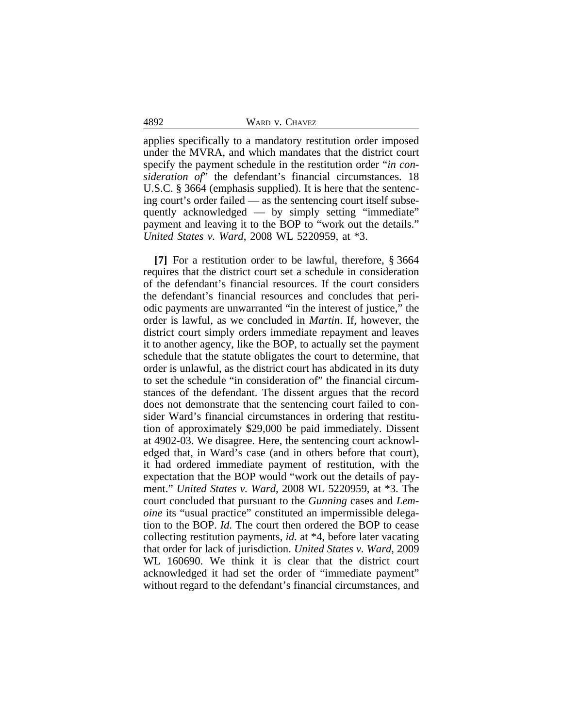applies specifically to a mandatory restitution order imposed under the MVRA, and which mandates that the district court specify the payment schedule in the restitution order "*in consideration of*" the defendant's financial circumstances. 18 U.S.C. § 3664 (emphasis supplied). It is here that the sentencing court's order failed — as the sentencing court itself subsequently acknowledged — by simply setting "immediate" payment and leaving it to the BOP to "work out the details." *United States v. Ward*, 2008 WL 5220959, at *3.

**[7]** For a restitution order to be lawful, therefore, § 3664 requires that the district court set a schedule in consideration of the defendant's financial resources. If the court considers the defendant's financial resources and concludes that periodic payments are unwarranted "in the interest of justice," the order is lawful, as we concluded in *Martin*. If, however, the district court simply orders immediate repayment and leaves it to another agency, like the BOP, to actually set the payment schedule that the statute obligates the court to determine, that order is unlawful, as the district court has abdicated in its duty to set the schedule "in consideration of" the financial circumstances of the defendant. The dissent argues that the record does not demonstrate that the sentencing court failed to consider Ward's financial circumstances in ordering that restitution of approximately $29,000 be paid immediately. Dissent at 4902-03. We disagree. Here, the sentencing court acknowledged that, in Ward's case (and in others before that court), it had ordered immediate payment of restitution, with the expectation that the BOP would "work out the details of payment." *United States v. Ward*, 2008 WL 5220959, at *3. The court concluded that pursuant to the *Gunning* cases and *Lemoine* its "usual practice" constituted an impermissible delegation to the BOP. *Id.* The court then ordered the BOP to cease collecting restitution payments, *id.* at *4, before later vacating that order for lack of jurisdiction. *United States v. Ward*, 2009 WL 160690. We think it is clear that the district court acknowledged it had set the order of "immediate payment" without regard to the defendant's financial circumstances, and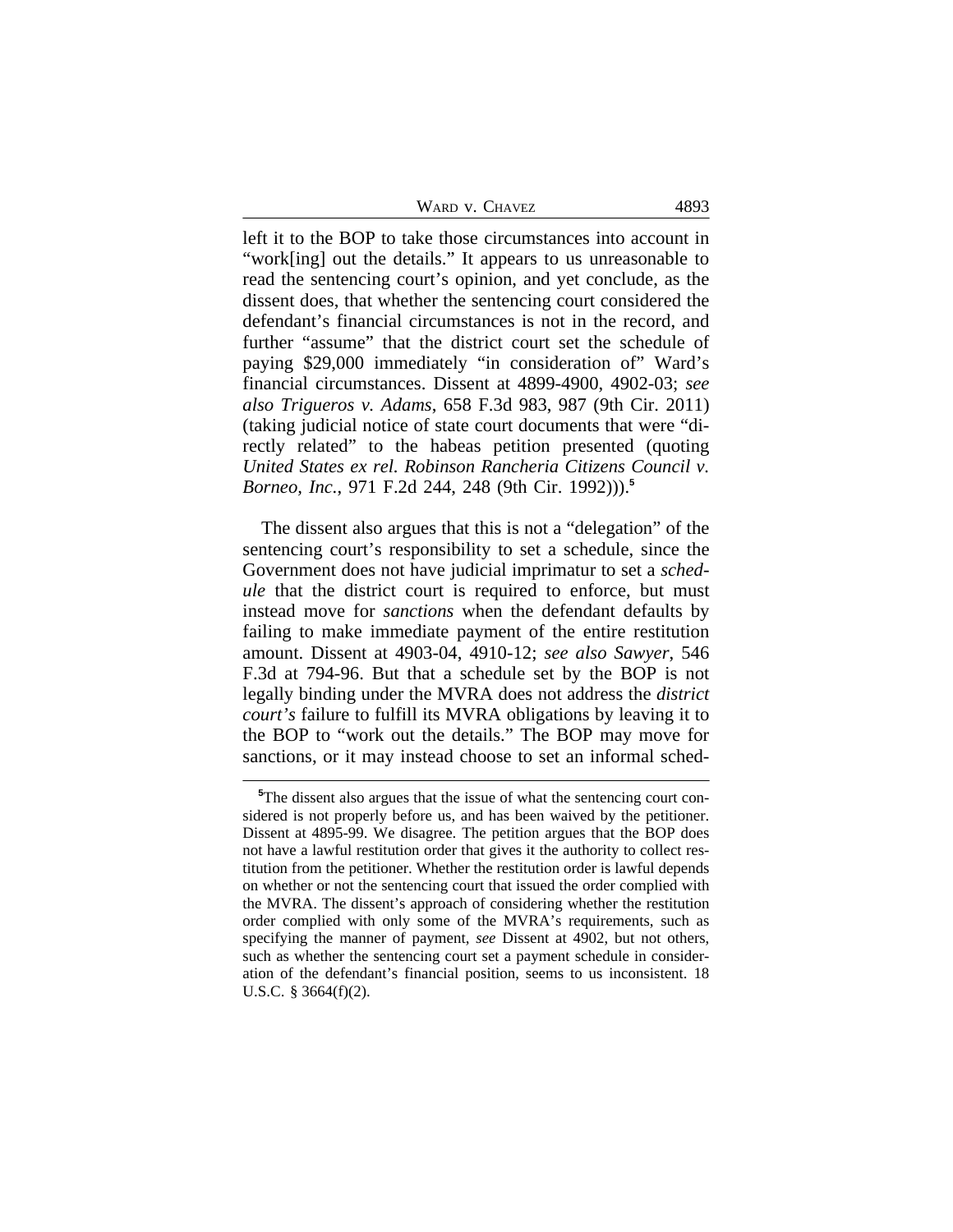left it to the BOP to take those circumstances into account in "work[ing] out the details." It appears to us unreasonable to read the sentencing court's opinion, and yet conclude, as the dissent does, that whether the sentencing court considered the defendant's financial circumstances is not in the record, and further "assume" that the district court set the schedule of paying $29,000 immediately "in consideration of" Ward's financial circumstances. Dissent at 4899-4900, 4902-03; *see also Trigueros v. Adams*, 658 F.3d 983, 987 (9th Cir. 2011) (taking judicial notice of state court documents that were "directly related" to the habeas petition presented (quoting *United States ex rel. Robinson Rancheria Citizens Council v. Borneo, Inc.*, 971 F.2d 244, 248 (9th Cir. 1992))).[5]

The dissent also argues that this is not a "delegation" of the sentencing court's responsibility to set a schedule, since the Government does not have judicial imprimatur to set a *schedule* that the district court is required to enforce, but must instead move for *sanctions* when the defendant defaults by failing to make immediate payment of the entire restitution amount. Dissent at 4903-04, 4910-12; *see also Sawyer*, 546 F.3d at 794-96. But that a schedule set by the BOP is not legally binding under the MVRA does not address the *district court's* failure to fulfill its MVRA obligations by leaving it to the BOP to "work out the details." The BOP may move for sanctions, or it may instead choose to set an informal sched-

---

[5]The dissent also argues that the issue of what the sentencing court considered is not properly before us, and has been waived by the petitioner. Dissent at 4895-99. We disagree. The petition argues that the BOP does not have a lawful restitution order that gives it the authority to collect restitution from the petitioner. Whether the restitution order is lawful depends on whether or not the sentencing court that issued the order complied with the MVRA. The dissent's approach of considering whether the restitution order complied with only some of the MVRA's requirements, such as specifying the manner of payment, *see* Dissent at 4902, but not others, such as whether the sentencing court set a payment schedule in consideration of the defendant's financial position, seems to us inconsistent. 18 U.S.C. § 3664(f)(2).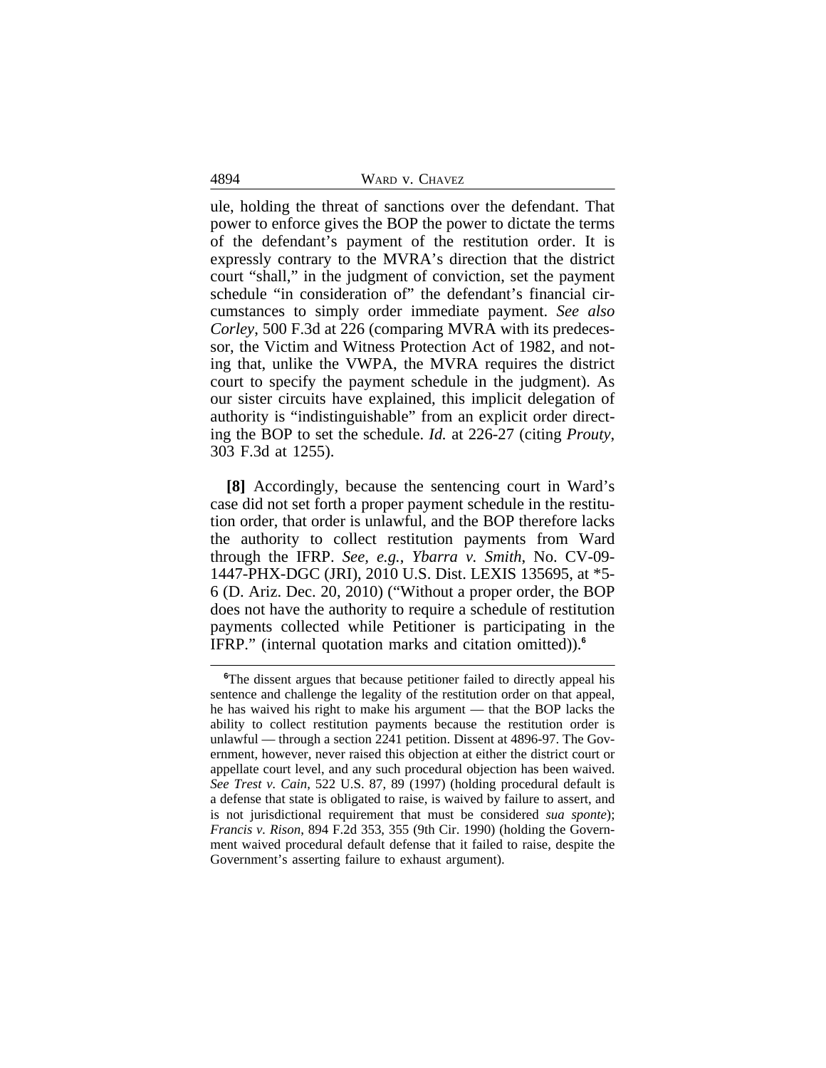ule, holding the threat of sanctions over the defendant. That power to enforce gives the BOP the power to dictate the terms of the defendant's payment of the restitution order. It is expressly contrary to the MVRA's direction that the district court "shall," in the judgment of conviction, set the payment schedule "in consideration of" the defendant's financial circumstances to simply order immediate payment. *See also Corley*, 500 F.3d at 226 (comparing MVRA with its predecessor, the Victim and Witness Protection Act of 1982, and noting that, unlike the VWPA, the MVRA requires the district court to specify the payment schedule in the judgment). As our sister circuits have explained, this implicit delegation of authority is "indistinguishable" from an explicit order directing the BOP to set the schedule. *Id.* at 226-27 (citing *Prouty*, 303 F.3d at 1255).

**[8]** Accordingly, because the sentencing court in Ward's case did not set forth a proper payment schedule in the restitution order, that order is unlawful, and the BOP therefore lacks the authority to collect restitution payments from Ward through the IFRP. *See, e.g.*, *Ybarra v. Smith*, No. CV-09-1447-PHX-DGC (JRI), 2010 U.S. Dist. LEXIS 135695, at *5-6 (D. Ariz. Dec. 20, 2010) ("Without a proper order, the BOP does not have the authority to require a schedule of restitution payments collected while Petitioner is participating in the IFRP." (internal quotation marks and citation omitted)).[6]

[6]The dissent argues that because petitioner failed to directly appeal his sentence and challenge the legality of the restitution order on that appeal, he has waived his right to make his argument — that the BOP lacks the ability to collect restitution payments because the restitution order is unlawful — through a section 2241 petition. Dissent at 4896-97. The Government, however, never raised this objection at either the district court or appellate court level, and any such procedural objection has been waived. *See Trest v. Cain*, 522 U.S. 87, 89 (1997) (holding procedural default is a defense that state is obligated to raise, is waived by failure to assert, and is not jurisdictional requirement that must be considered *sua sponte*); *Francis v. Rison*, 894 F.2d 353, 355 (9th Cir. 1990) (holding the Government waived procedural default defense that it failed to raise, despite the Government's asserting failure to exhaust argument).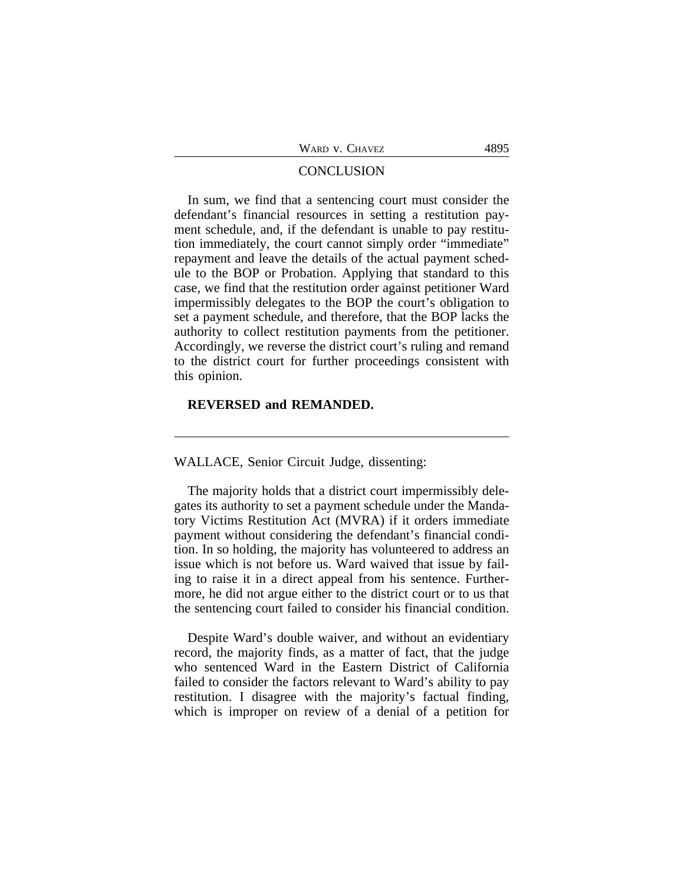## CONCLUSION

In sum, we find that a sentencing court must consider the defendant's financial resources in setting a restitution payment schedule, and, if the defendant is unable to pay restitution immediately, the court cannot simply order "immediate" repayment and leave the details of the actual payment schedule to the BOP or Probation. Applying that standard to this case, we find that the restitution order against petitioner Ward impermissibly delegates to the BOP the court's obligation to set a payment schedule, and therefore, that the BOP lacks the authority to collect restitution payments from the petitioner. Accordingly, we reverse the district court's ruling and remand to the district court for further proceedings consistent with this opinion.

**REVERSED and REMANDED.**

---

WALLACE, Senior Circuit Judge, dissenting:

The majority holds that a district court impermissibly delegates its authority to set a payment schedule under the Mandatory Victims Restitution Act (MVRA) if it orders immediate payment without considering the defendant's financial condition. In so holding, the majority has volunteered to address an issue which is not before us. Ward waived that issue by failing to raise it in a direct appeal from his sentence. Furthermore, he did not argue either to the district court or to us that the sentencing court failed to consider his financial condition.

Despite Ward's double waiver, and without an evidentiary record, the majority finds, as a matter of fact, that the judge who sentenced Ward in the Eastern District of California failed to consider the factors relevant to Ward's ability to pay restitution. I disagree with the majority's factual finding, which is improper on review of a denial of a petition for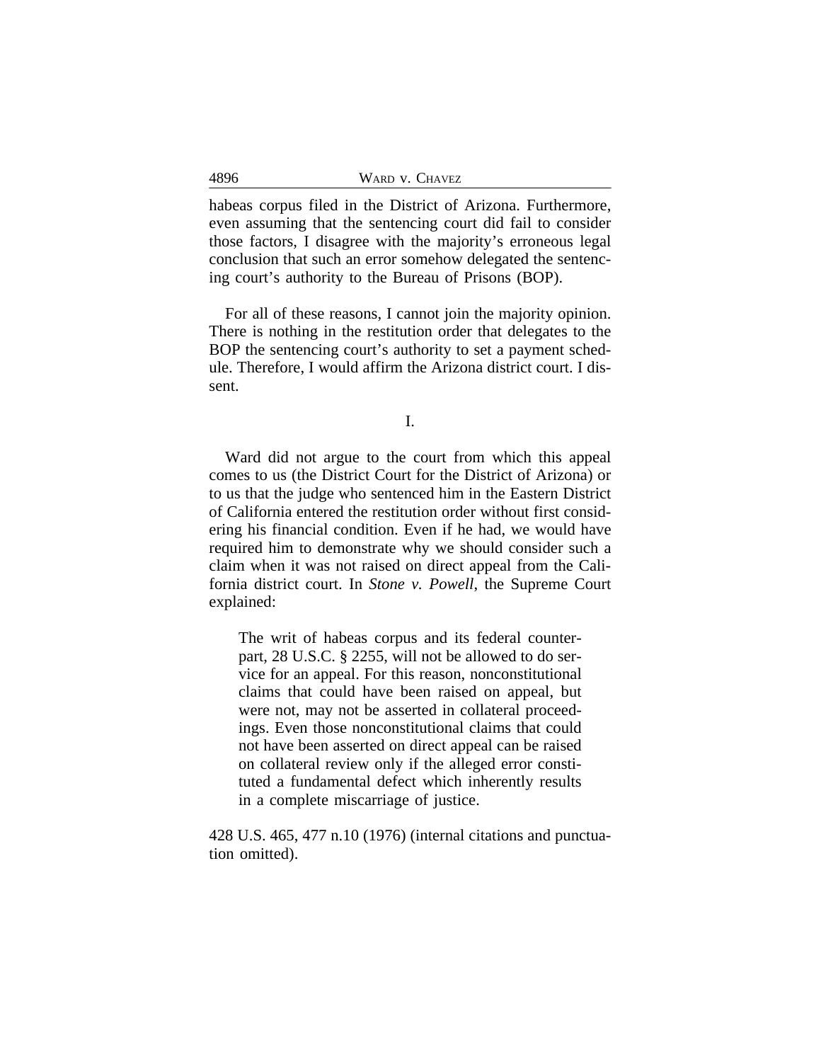habeas corpus filed in the District of Arizona. Furthermore, even assuming that the sentencing court did fail to consider those factors, I disagree with the majority's erroneous legal conclusion that such an error somehow delegated the sentencing court's authority to the Bureau of Prisons (BOP).

For all of these reasons, I cannot join the majority opinion. There is nothing in the restitution order that delegates to the BOP the sentencing court's authority to set a payment schedule. Therefore, I would affirm the Arizona district court. I dissent.

## I.

Ward did not argue to the court from which this appeal comes to us (the District Court for the District of Arizona) or to us that the judge who sentenced him in the Eastern District of California entered the restitution order without first considering his financial condition. Even if he had, we would have required him to demonstrate why we should consider such a claim when it was not raised on direct appeal from the California district court. In *Stone v. Powell*, the Supreme Court explained:

> The writ of habeas corpus and its federal counterpart, 28 U.S.C. § 2255, will not be allowed to do service for an appeal. For this reason, nonconstitutional claims that could have been raised on appeal, but were not, may not be asserted in collateral proceedings. Even those nonconstitutional claims that could not have been asserted on direct appeal can be raised on collateral review only if the alleged error constituted a fundamental defect which inherently results in a complete miscarriage of justice.

428 U.S. 465, 477 n.10 (1976) (internal citations and punctuation omitted).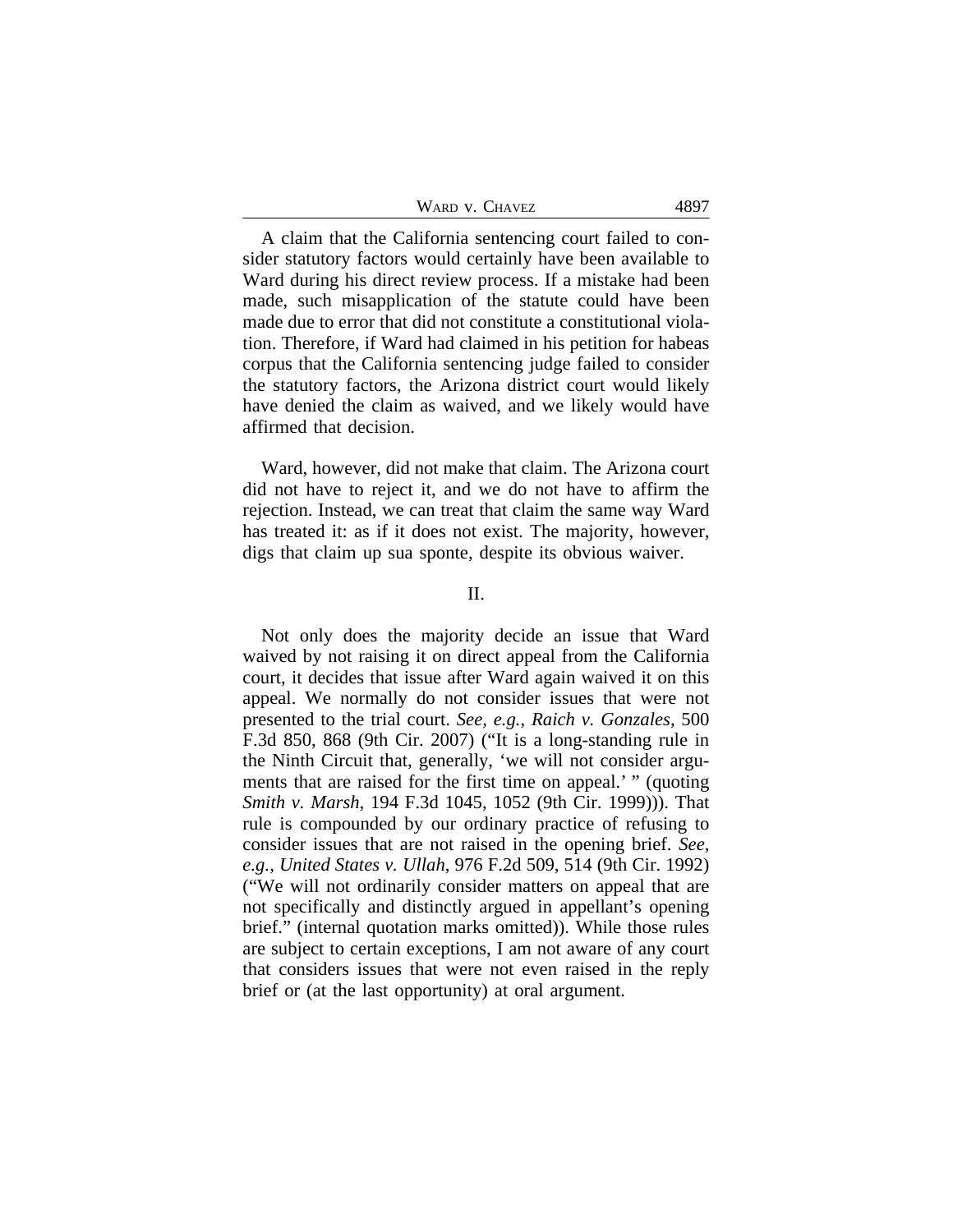A claim that the California sentencing court failed to consider statutory factors would certainly have been available to Ward during his direct review process. If a mistake had been made, such misapplication of the statute could have been made due to error that did not constitute a constitutional violation. Therefore, if Ward had claimed in his petition for habeas corpus that the California sentencing judge failed to consider the statutory factors, the Arizona district court would likely have denied the claim as waived, and we likely would have affirmed that decision.

Ward, however, did not make that claim. The Arizona court did not have to reject it, and we do not have to affirm the rejection. Instead, we can treat that claim the same way Ward has treated it: as if it does not exist. The majority, however, digs that claim up sua sponte, despite its obvious waiver.

## II.

Not only does the majority decide an issue that Ward waived by not raising it on direct appeal from the California court, it decides that issue after Ward again waived it on this appeal. We normally do not consider issues that were not presented to the trial court. *See, e.g.*, *Raich v. Gonzales*, 500 F.3d 850, 868 (9th Cir. 2007) ("It is a long-standing rule in the Ninth Circuit that, generally, 'we will not consider arguments that are raised for the first time on appeal.' " (quoting *Smith v. Marsh*, 194 F.3d 1045, 1052 (9th Cir. 1999))). That rule is compounded by our ordinary practice of refusing to consider issues that are not raised in the opening brief. *See, e.g.*, *United States v. Ullah*, 976 F.2d 509, 514 (9th Cir. 1992) ("We will not ordinarily consider matters on appeal that are not specifically and distinctly argued in appellant's opening brief." (internal quotation marks omitted)). While those rules are subject to certain exceptions, I am not aware of any court that considers issues that were not even raised in the reply brief or (at the last opportunity) at oral argument.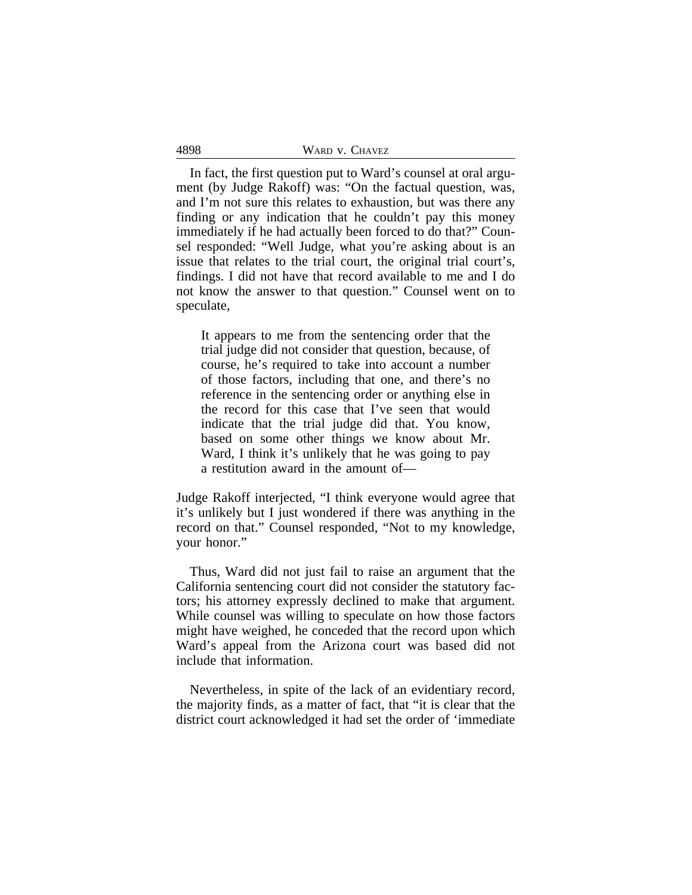In fact, the first question put to Ward's counsel at oral argument (by Judge Rakoff) was: "On the factual question, was, and I'm not sure this relates to exhaustion, but was there any finding or any indication that he couldn't pay this money immediately if he had actually been forced to do that?" Counsel responded: "Well Judge, what you're asking about is an issue that relates to the trial court, the original trial court's, findings. I did not have that record available to me and I do not know the answer to that question." Counsel went on to speculate,

> It appears to me from the sentencing order that the trial judge did not consider that question, because, of course, he's required to take into account a number of those factors, including that one, and there's no reference in the sentencing order or anything else in the record for this case that I've seen that would indicate that the trial judge did that. You know, based on some other things we know about Mr. Ward, I think it's unlikely that he was going to pay a restitution award in the amount of—

Judge Rakoff interjected, "I think everyone would agree that it's unlikely but I just wondered if there was anything in the record on that." Counsel responded, "Not to my knowledge, your honor."

Thus, Ward did not just fail to raise an argument that the California sentencing court did not consider the statutory factors; his attorney expressly declined to make that argument. While counsel was willing to speculate on how those factors might have weighed, he conceded that the record upon which Ward's appeal from the Arizona court was based did not include that information.

Nevertheless, in spite of the lack of an evidentiary record, the majority finds, as a matter of fact, that "it is clear that the district court acknowledged it had set the order of 'immediate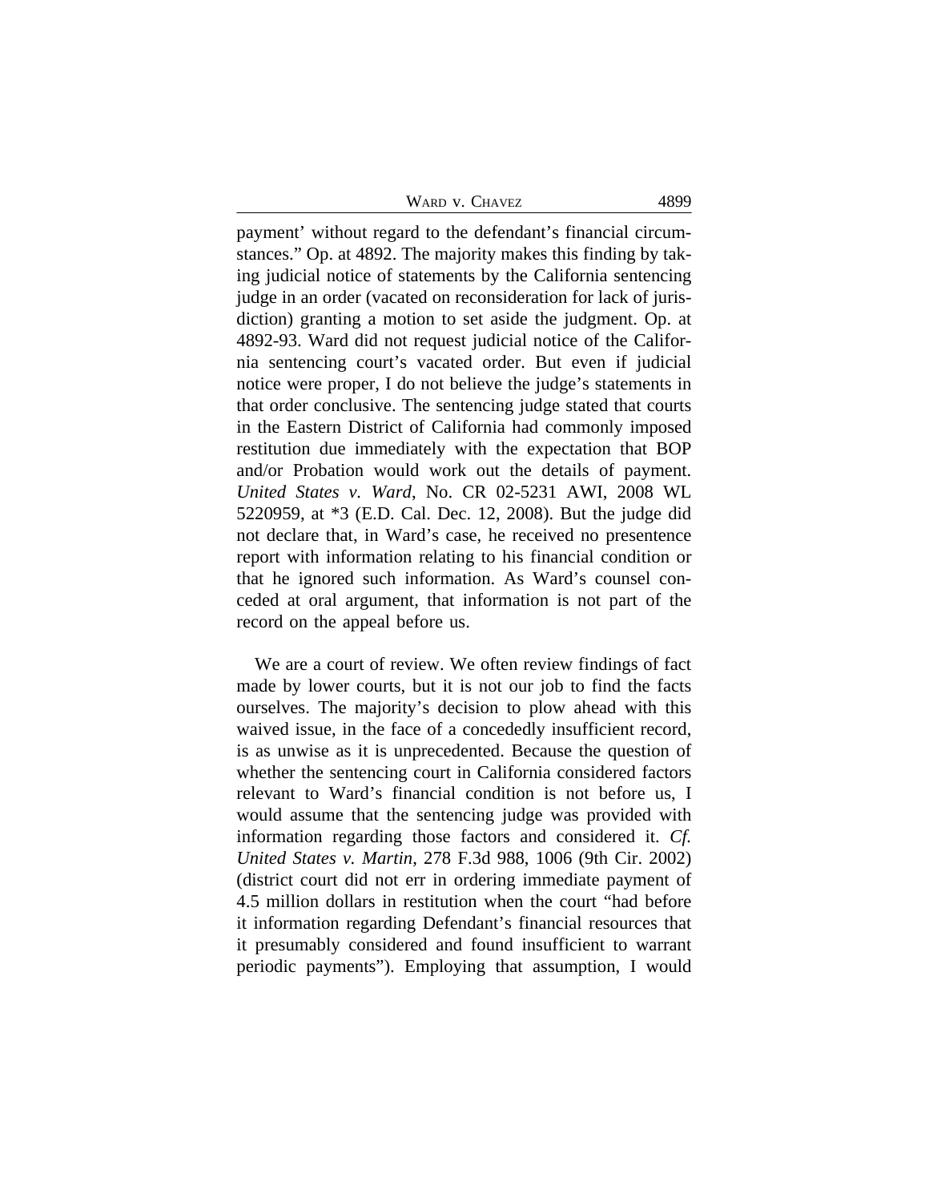payment' without regard to the defendant's financial circumstances." Op. at 4892. The majority makes this finding by taking judicial notice of statements by the California sentencing judge in an order (vacated on reconsideration for lack of jurisdiction) granting a motion to set aside the judgment. Op. at 4892-93. Ward did not request judicial notice of the California sentencing court's vacated order. But even if judicial notice were proper, I do not believe the judge's statements in that order conclusive. The sentencing judge stated that courts in the Eastern District of California had commonly imposed restitution due immediately with the expectation that BOP and/or Probation would work out the details of payment. *United States v. Ward*, No. CR 02-5231 AWI, 2008 WL 5220959, at *3 (E.D. Cal. Dec. 12, 2008). But the judge did not declare that, in Ward's case, he received no presentence report with information relating to his financial condition or that he ignored such information. As Ward's counsel conceded at oral argument, that information is not part of the record on the appeal before us.

We are a court of review. We often review findings of fact made by lower courts, but it is not our job to find the facts ourselves. The majority's decision to plow ahead with this waived issue, in the face of a concededly insufficient record, is as unwise as it is unprecedented. Because the question of whether the sentencing court in California considered factors relevant to Ward's financial condition is not before us, I would assume that the sentencing judge was provided with information regarding those factors and considered it. *Cf. United States v. Martin*, 278 F.3d 988, 1006 (9th Cir. 2002) (district court did not err in ordering immediate payment of 4.5 million dollars in restitution when the court "had before it information regarding Defendant's financial resources that it presumably considered and found insufficient to warrant periodic payments"). Employing that assumption, I would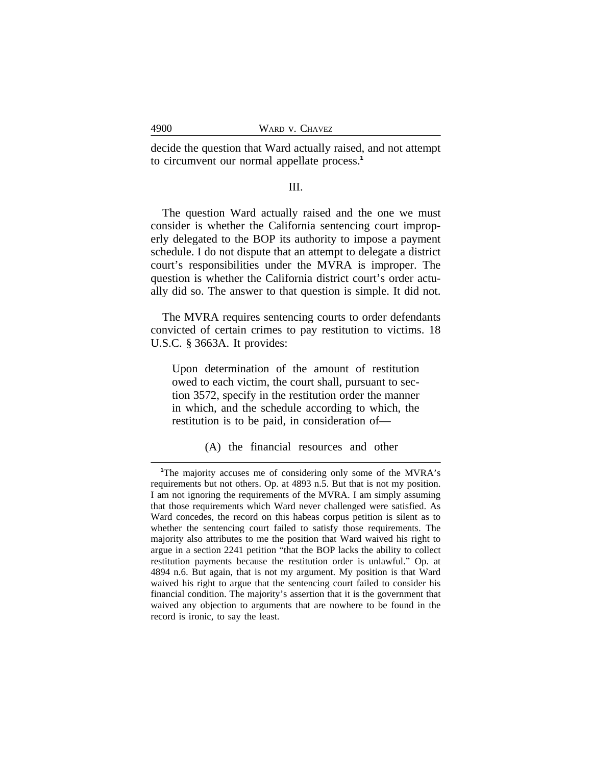decide the question that Ward actually raised, and not attempt to circumvent our normal appellate process.[1]

III.

The question Ward actually raised and the one we must consider is whether the California sentencing court improperly delegated to the BOP its authority to impose a payment schedule. I do not dispute that an attempt to delegate a district court's responsibilities under the MVRA is improper. The question is whether the California district court's order actually did so. The answer to that question is simple. It did not.

The MVRA requires sentencing courts to order defendants convicted of certain crimes to pay restitution to victims. 18 U.S.C. § 3663A. It provides:

> Upon determination of the amount of restitution owed to each victim, the court shall, pursuant to section 3572, specify in the restitution order the manner in which, and the schedule according to which, the restitution is to be paid, in consideration of—
>
> (A) the financial resources and other

[1]The majority accuses me of considering only some of the MVRA's requirements but not others. Op. at 4893 n.5. But that is not my position. I am not ignoring the requirements of the MVRA. I am simply assuming that those requirements which Ward never challenged were satisfied. As Ward concedes, the record on this habeas corpus petition is silent as to whether the sentencing court failed to satisfy those requirements. The majority also attributes to me the position that Ward waived his right to argue in a section 2241 petition "that the BOP lacks the ability to collect restitution payments because the restitution order is unlawful." Op. at 4894 n.6. But again, that is not my argument. My position is that Ward waived his right to argue that the sentencing court failed to consider his financial condition. The majority's assertion that it is the government that waived any objection to arguments that are nowhere to be found in the record is ironic, to say the least.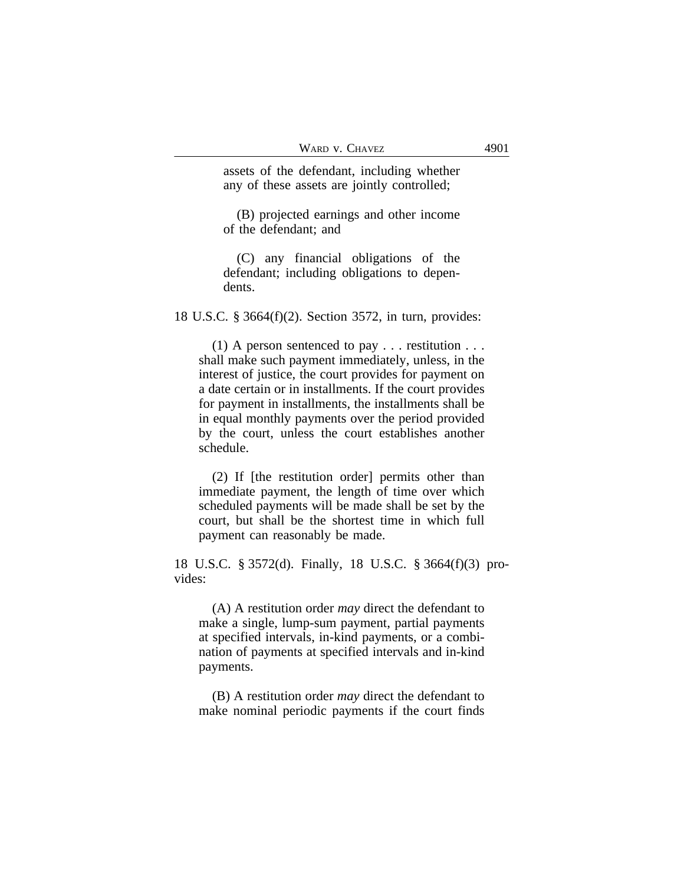> assets of the defendant, including whether any of these assets are jointly controlled;
>
> (B) projected earnings and other income of the defendant; and
>
> (C) any financial obligations of the defendant; including obligations to dependents.

18 U.S.C. § 3664(f)(2). Section 3572, in turn, provides:

> (1) A person sentenced to pay . . . restitution . . . shall make such payment immediately, unless, in the interest of justice, the court provides for payment on a date certain or in installments. If the court provides for payment in installments, the installments shall be in equal monthly payments over the period provided by the court, unless the court establishes another schedule.
>
> (2) If [the restitution order] permits other than immediate payment, the length of time over which scheduled payments will be made shall be set by the court, but shall be the shortest time in which full payment can reasonably be made.

18 U.S.C. § 3572(d). Finally, 18 U.S.C. § 3664(f)(3) provides:

> (A) A restitution order *may* direct the defendant to make a single, lump-sum payment, partial payments at specified intervals, in-kind payments, or a combination of payments at specified intervals and in-kind payments.
>
> (B) A restitution order *may* direct the defendant to make nominal periodic payments if the court finds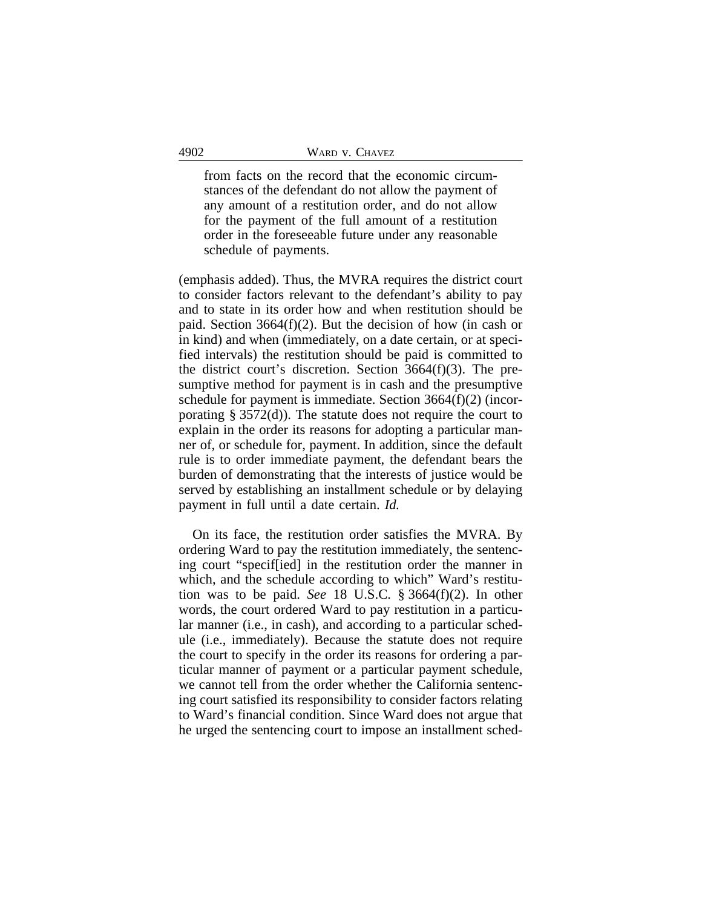> from facts on the record that the economic circumstances of the defendant do not allow the payment of any amount of a restitution order, and do not allow for the payment of the full amount of a restitution order in the foreseeable future under any reasonable schedule of payments.

(emphasis added). Thus, the MVRA requires the district court to consider factors relevant to the defendant's ability to pay and to state in its order how and when restitution should be paid. Section 3664(f)(2). But the decision of how (in cash or in kind) and when (immediately, on a date certain, or at specified intervals) the restitution should be paid is committed to the district court's discretion. Section 3664(f)(3). The presumptive method for payment is in cash and the presumptive schedule for payment is immediate. Section 3664(f)(2) (incorporating § 3572(d)). The statute does not require the court to explain in the order its reasons for adopting a particular manner of, or schedule for, payment. In addition, since the default rule is to order immediate payment, the defendant bears the burden of demonstrating that the interests of justice would be served by establishing an installment schedule or by delaying payment in full until a date certain. *Id.*

On its face, the restitution order satisfies the MVRA. By ordering Ward to pay the restitution immediately, the sentencing court "specif[ied] in the restitution order the manner in which, and the schedule according to which" Ward's restitution was to be paid. *See* 18 U.S.C. § 3664(f)(2). In other words, the court ordered Ward to pay restitution in a particular manner (i.e., in cash), and according to a particular schedule (i.e., immediately). Because the statute does not require the court to specify in the order its reasons for ordering a particular manner of payment or a particular payment schedule, we cannot tell from the order whether the California sentencing court satisfied its responsibility to consider factors relating to Ward's financial condition. Since Ward does not argue that he urged the sentencing court to impose an installment sched-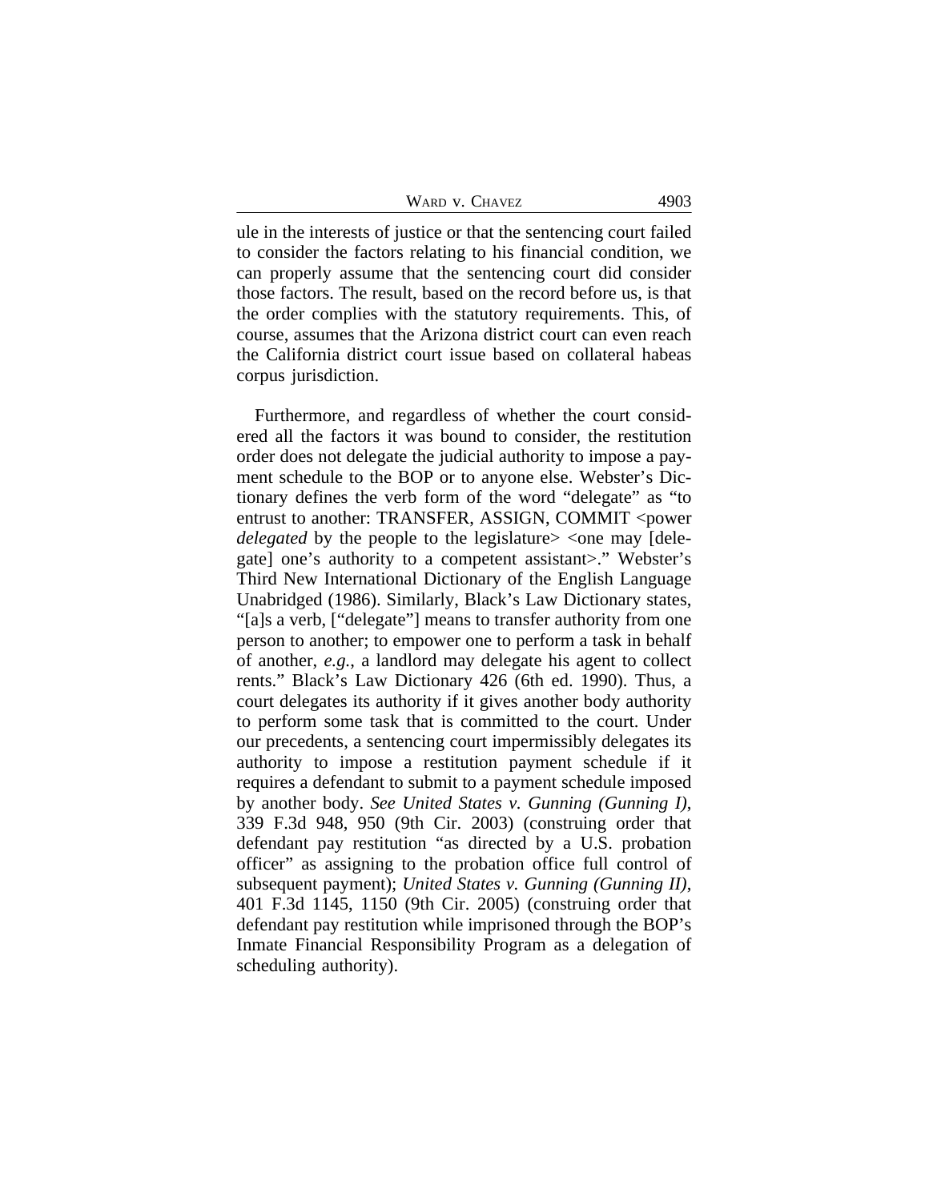ule in the interests of justice or that the sentencing court failed to consider the factors relating to his financial condition, we can properly assume that the sentencing court did consider those factors. The result, based on the record before us, is that the order complies with the statutory requirements. This, of course, assumes that the Arizona district court can even reach the California district court issue based on collateral habeas corpus jurisdiction.

Furthermore, and regardless of whether the court considered all the factors it was bound to consider, the restitution order does not delegate the judicial authority to impose a payment schedule to the BOP or to anyone else. Webster's Dictionary defines the verb form of the word "delegate" as "to entrust to another: TRANSFER, ASSIGN, COMMIT <power *delegated* by the people to the legislature> <one may [delegate] one's authority to a competent assistant>." Webster's Third New International Dictionary of the English Language Unabridged (1986). Similarly, Black's Law Dictionary states, "[a]s a verb, ["delegate"] means to transfer authority from one person to another; to empower one to perform a task in behalf of another, *e.g.*, a landlord may delegate his agent to collect rents." Black's Law Dictionary 426 (6th ed. 1990). Thus, a court delegates its authority if it gives another body authority to perform some task that is committed to the court. Under our precedents, a sentencing court impermissibly delegates its authority to impose a restitution payment schedule if it requires a defendant to submit to a payment schedule imposed by another body. *See United States v. Gunning (Gunning I)*, 339 F.3d 948, 950 (9th Cir. 2003) (construing order that defendant pay restitution "as directed by a U.S. probation officer" as assigning to the probation office full control of subsequent payment); *United States v. Gunning (Gunning II)*, 401 F.3d 1145, 1150 (9th Cir. 2005) (construing order that defendant pay restitution while imprisoned through the BOP's Inmate Financial Responsibility Program as a delegation of scheduling authority).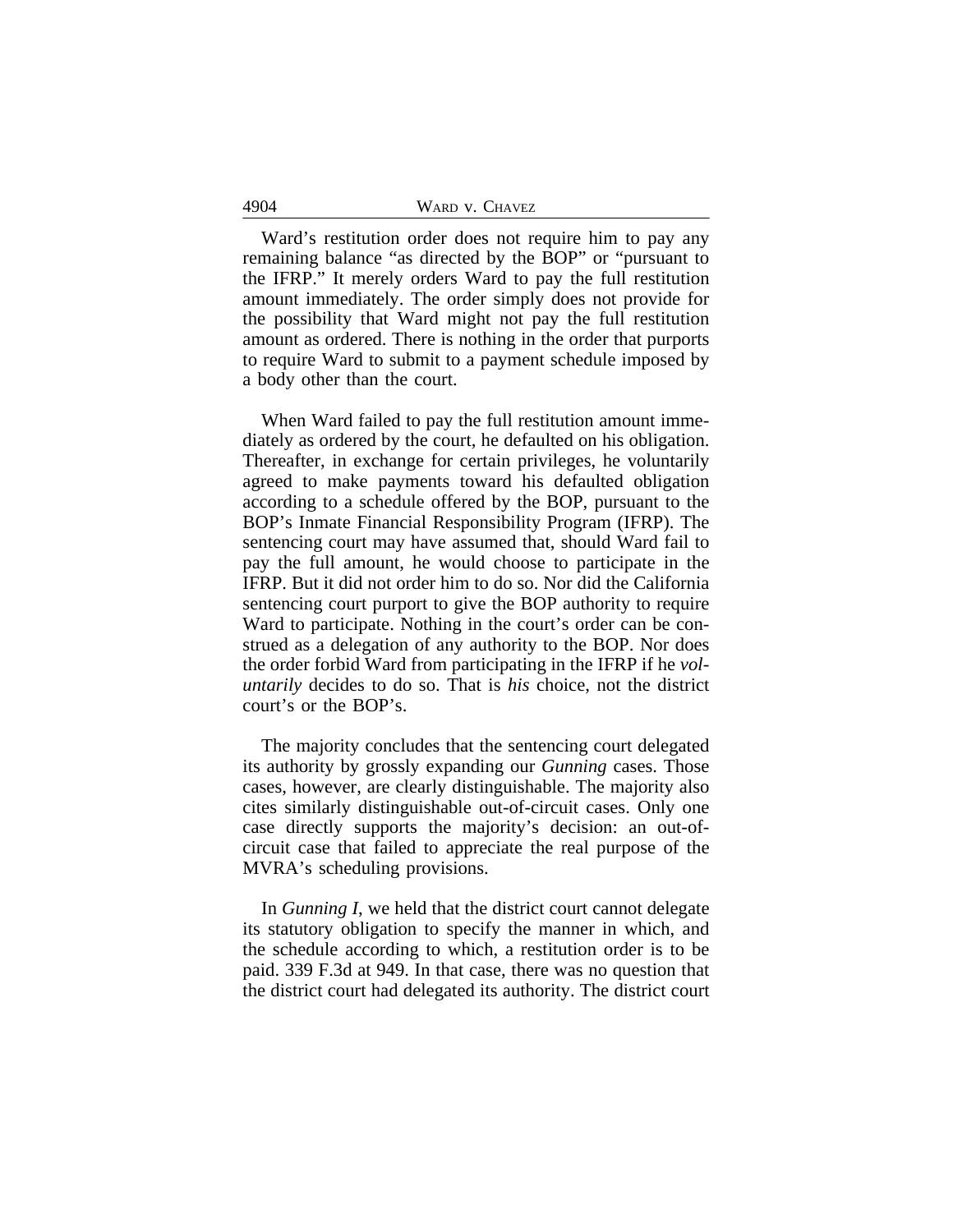Ward's restitution order does not require him to pay any remaining balance "as directed by the BOP" or "pursuant to the IFRP." It merely orders Ward to pay the full restitution amount immediately. The order simply does not provide for the possibility that Ward might not pay the full restitution amount as ordered. There is nothing in the order that purports to require Ward to submit to a payment schedule imposed by a body other than the court.

When Ward failed to pay the full restitution amount immediately as ordered by the court, he defaulted on his obligation. Thereafter, in exchange for certain privileges, he voluntarily agreed to make payments toward his defaulted obligation according to a schedule offered by the BOP, pursuant to the BOP's Inmate Financial Responsibility Program (IFRP). The sentencing court may have assumed that, should Ward fail to pay the full amount, he would choose to participate in the IFRP. But it did not order him to do so. Nor did the California sentencing court purport to give the BOP authority to require Ward to participate. Nothing in the court's order can be construed as a delegation of any authority to the BOP. Nor does the order forbid Ward from participating in the IFRP if he *voluntarily* decides to do so. That is *his* choice, not the district court's or the BOP's.

The majority concludes that the sentencing court delegated its authority by grossly expanding our *Gunning* cases. Those cases, however, are clearly distinguishable. The majority also cites similarly distinguishable out-of-circuit cases. Only one case directly supports the majority's decision: an out-of-circuit case that failed to appreciate the real purpose of the MVRA's scheduling provisions.

In *Gunning I*, we held that the district court cannot delegate its statutory obligation to specify the manner in which, and the schedule according to which, a restitution order is to be paid. 339 F.3d at 949. In that case, there was no question that the district court had delegated its authority. The district court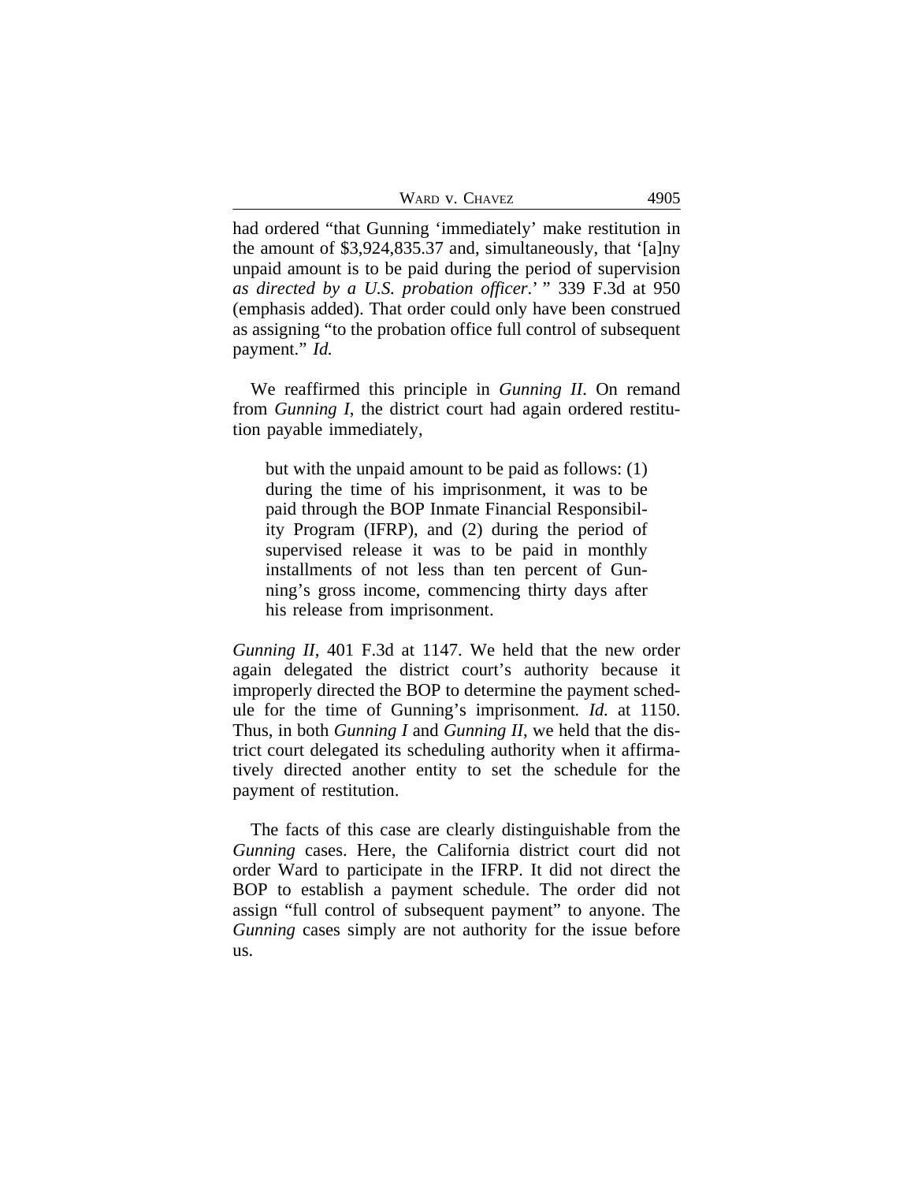had ordered "that Gunning 'immediately' make restitution in the amount of $3,924,835.37 and, simultaneously, that '[a]ny unpaid amount is to be paid during the period of supervision *as directed by a U.S. probation officer*.' " 339 F.3d at 950 (emphasis added). That order could only have been construed as assigning "to the probation office full control of subsequent payment." *Id.*

We reaffirmed this principle in *Gunning II*. On remand from *Gunning I*, the district court had again ordered restitution payable immediately,

> but with the unpaid amount to be paid as follows: (1) during the time of his imprisonment, it was to be paid through the BOP Inmate Financial Responsibility Program (IFRP), and (2) during the period of supervised release it was to be paid in monthly installments of not less than ten percent of Gunning's gross income, commencing thirty days after his release from imprisonment.

*Gunning II*, 401 F.3d at 1147. We held that the new order again delegated the district court's authority because it improperly directed the BOP to determine the payment schedule for the time of Gunning's imprisonment. *Id.* at 1150. Thus, in both *Gunning I* and *Gunning II*, we held that the district court delegated its scheduling authority when it affirmatively directed another entity to set the schedule for the payment of restitution.

The facts of this case are clearly distinguishable from the *Gunning* cases. Here, the California district court did not order Ward to participate in the IFRP. It did not direct the BOP to establish a payment schedule. The order did not assign "full control of subsequent payment" to anyone. The *Gunning* cases simply are not authority for the issue before us.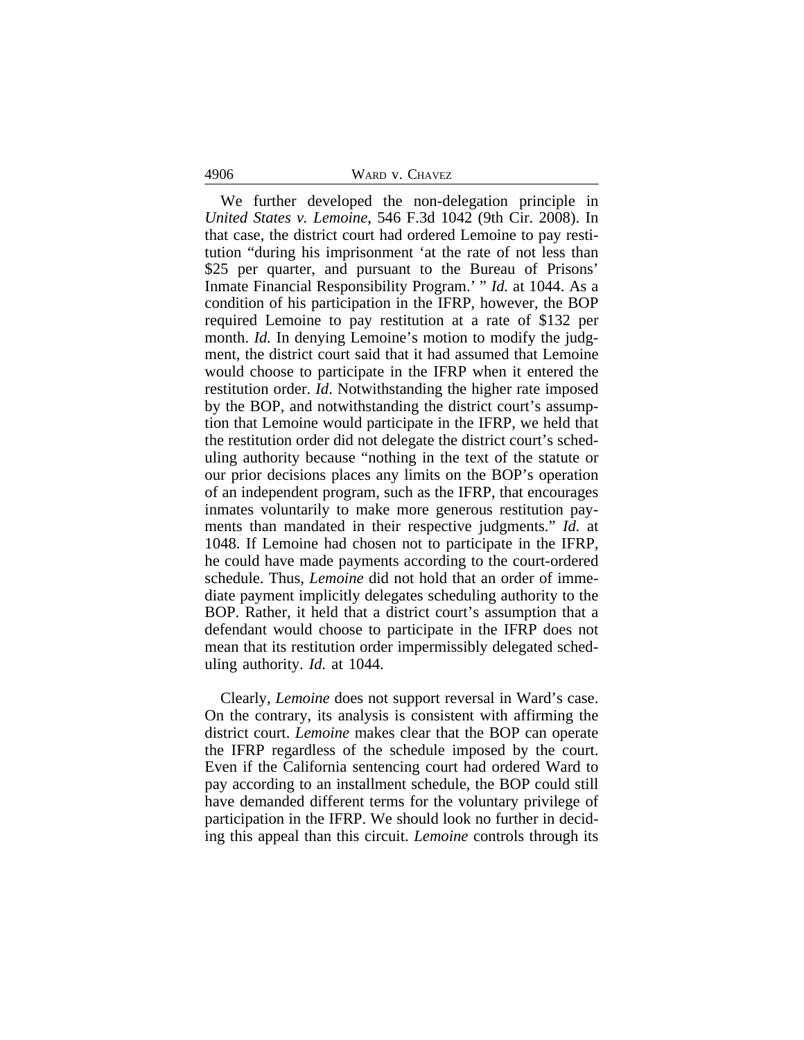We further developed the non-delegation principle in *United States v. Lemoine*, 546 F.3d 1042 (9th Cir. 2008). In that case, the district court had ordered Lemoine to pay restitution "during his imprisonment 'at the rate of not less than $25 per quarter, and pursuant to the Bureau of Prisons' Inmate Financial Responsibility Program.' " *Id.* at 1044. As a condition of his participation in the IFRP, however, the BOP required Lemoine to pay restitution at a rate of $132 per month. *Id.* In denying Lemoine's motion to modify the judgment, the district court said that it had assumed that Lemoine would choose to participate in the IFRP when it entered the restitution order. *Id*. Notwithstanding the higher rate imposed by the BOP, and notwithstanding the district court's assumption that Lemoine would participate in the IFRP, we held that the restitution order did not delegate the district court's scheduling authority because "nothing in the text of the statute or our prior decisions places any limits on the BOP's operation of an independent program, such as the IFRP, that encourages inmates voluntarily to make more generous restitution payments than mandated in their respective judgments." *Id.* at 1048. If Lemoine had chosen not to participate in the IFRP, he could have made payments according to the court-ordered schedule. Thus, *Lemoine* did not hold that an order of immediate payment implicitly delegates scheduling authority to the BOP. Rather, it held that a district court's assumption that a defendant would choose to participate in the IFRP does not mean that its restitution order impermissibly delegated scheduling authority. *Id.* at 1044.

Clearly, *Lemoine* does not support reversal in Ward's case. On the contrary, its analysis is consistent with affirming the district court. *Lemoine* makes clear that the BOP can operate the IFRP regardless of the schedule imposed by the court. Even if the California sentencing court had ordered Ward to pay according to an installment schedule, the BOP could still have demanded different terms for the voluntary privilege of participation in the IFRP. We should look no further in deciding this appeal than this circuit. *Lemoine* controls through its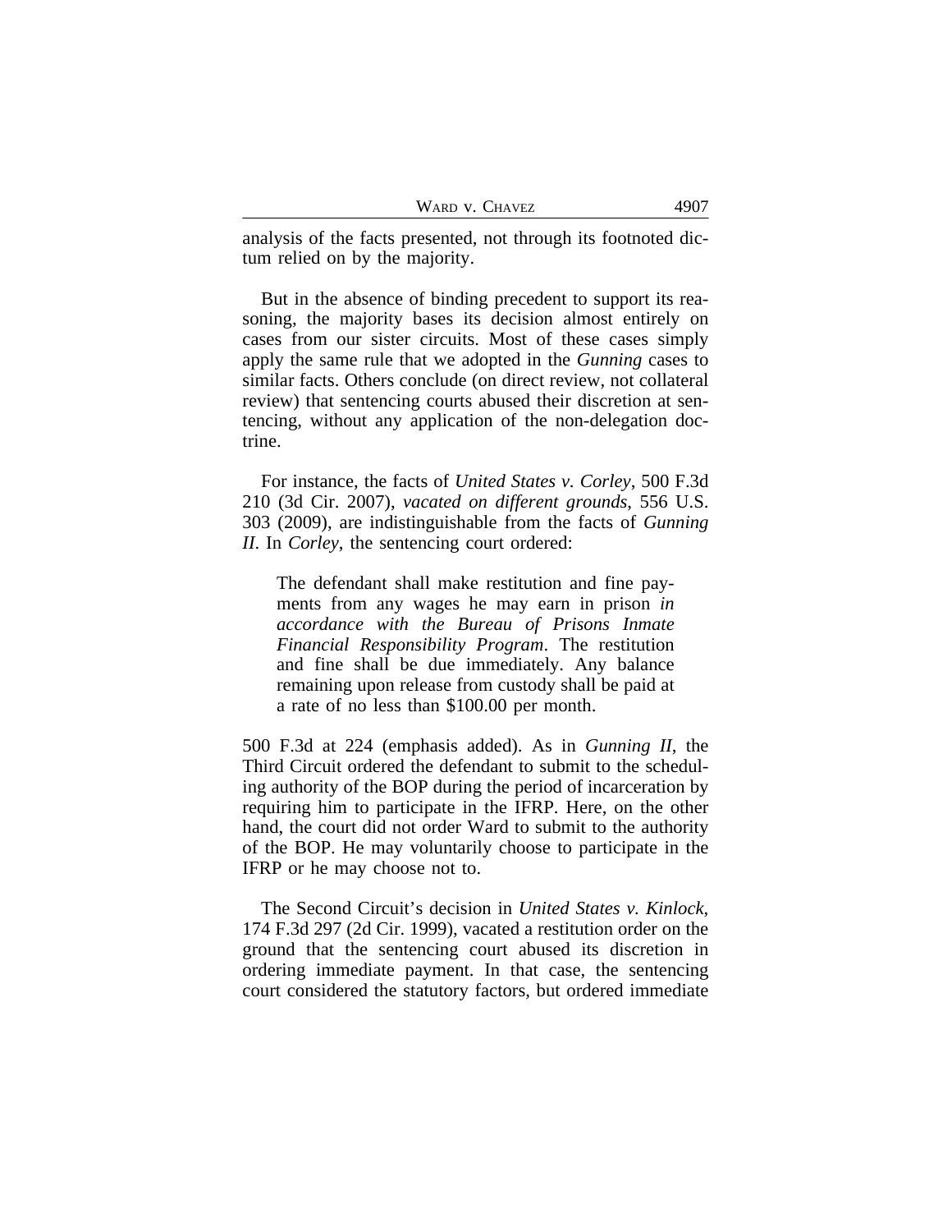analysis of the facts presented, not through its footnoted dictum relied on by the majority.

But in the absence of binding precedent to support its reasoning, the majority bases its decision almost entirely on cases from our sister circuits. Most of these cases simply apply the same rule that we adopted in the *Gunning* cases to similar facts. Others conclude (on direct review, not collateral review) that sentencing courts abused their discretion at sentencing, without any application of the non-delegation doctrine.

For instance, the facts of *United States v. Corley*, 500 F.3d 210 (3d Cir. 2007), *vacated on different grounds*, 556 U.S. 303 (2009), are indistinguishable from the facts of *Gunning II*. In *Corley*, the sentencing court ordered:

> The defendant shall make restitution and fine payments from any wages he may earn in prison *in accordance with the Bureau of Prisons Inmate Financial Responsibility Program*. The restitution and fine shall be due immediately. Any balance remaining upon release from custody shall be paid at a rate of no less than $100.00 per month.

500 F.3d at 224 (emphasis added). As in *Gunning II*, the Third Circuit ordered the defendant to submit to the scheduling authority of the BOP during the period of incarceration by requiring him to participate in the IFRP. Here, on the other hand, the court did not order Ward to submit to the authority of the BOP. He may voluntarily choose to participate in the IFRP or he may choose not to.

The Second Circuit's decision in *United States v. Kinlock*, 174 F.3d 297 (2d Cir. 1999), vacated a restitution order on the ground that the sentencing court abused its discretion in ordering immediate payment. In that case, the sentencing court considered the statutory factors, but ordered immediate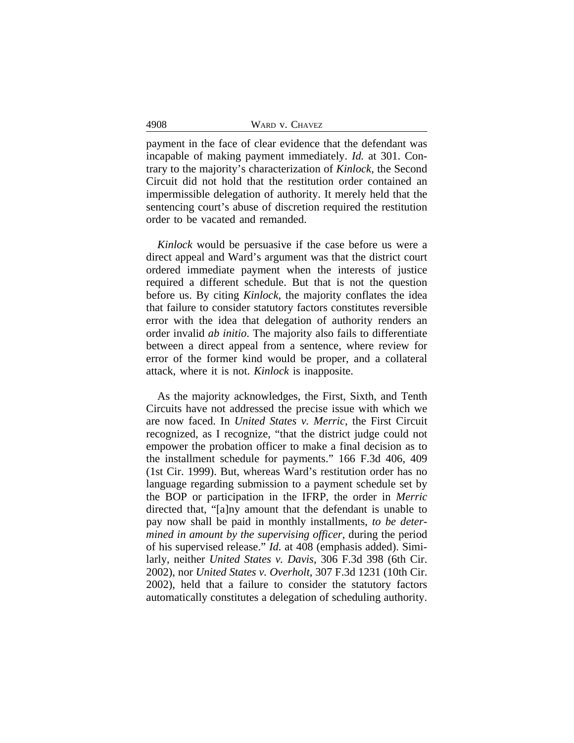payment in the face of clear evidence that the defendant was incapable of making payment immediately. *Id.* at 301. Contrary to the majority's characterization of *Kinlock*, the Second Circuit did not hold that the restitution order contained an impermissible delegation of authority. It merely held that the sentencing court's abuse of discretion required the restitution order to be vacated and remanded.

*Kinlock* would be persuasive if the case before us were a direct appeal and Ward's argument was that the district court ordered immediate payment when the interests of justice required a different schedule. But that is not the question before us. By citing *Kinlock*, the majority conflates the idea that failure to consider statutory factors constitutes reversible error with the idea that delegation of authority renders an order invalid *ab initio*. The majority also fails to differentiate between a direct appeal from a sentence, where review for error of the former kind would be proper, and a collateral attack, where it is not. *Kinlock* is inapposite.

As the majority acknowledges, the First, Sixth, and Tenth Circuits have not addressed the precise issue with which we are now faced. In *United States v. Merric*, the First Circuit recognized, as I recognize, "that the district judge could not empower the probation officer to make a final decision as to the installment schedule for payments." 166 F.3d 406, 409 (1st Cir. 1999). But, whereas Ward's restitution order has no language regarding submission to a payment schedule set by the BOP or participation in the IFRP, the order in *Merric* directed that, "[a]ny amount that the defendant is unable to pay now shall be paid in monthly installments, *to be determined in amount by the supervising officer*, during the period of his supervised release." *Id.* at 408 (emphasis added). Similarly, neither *United States v. Davis*, 306 F.3d 398 (6th Cir. 2002), nor *United States v. Overholt*, 307 F.3d 1231 (10th Cir. 2002), held that a failure to consider the statutory factors automatically constitutes a delegation of scheduling authority.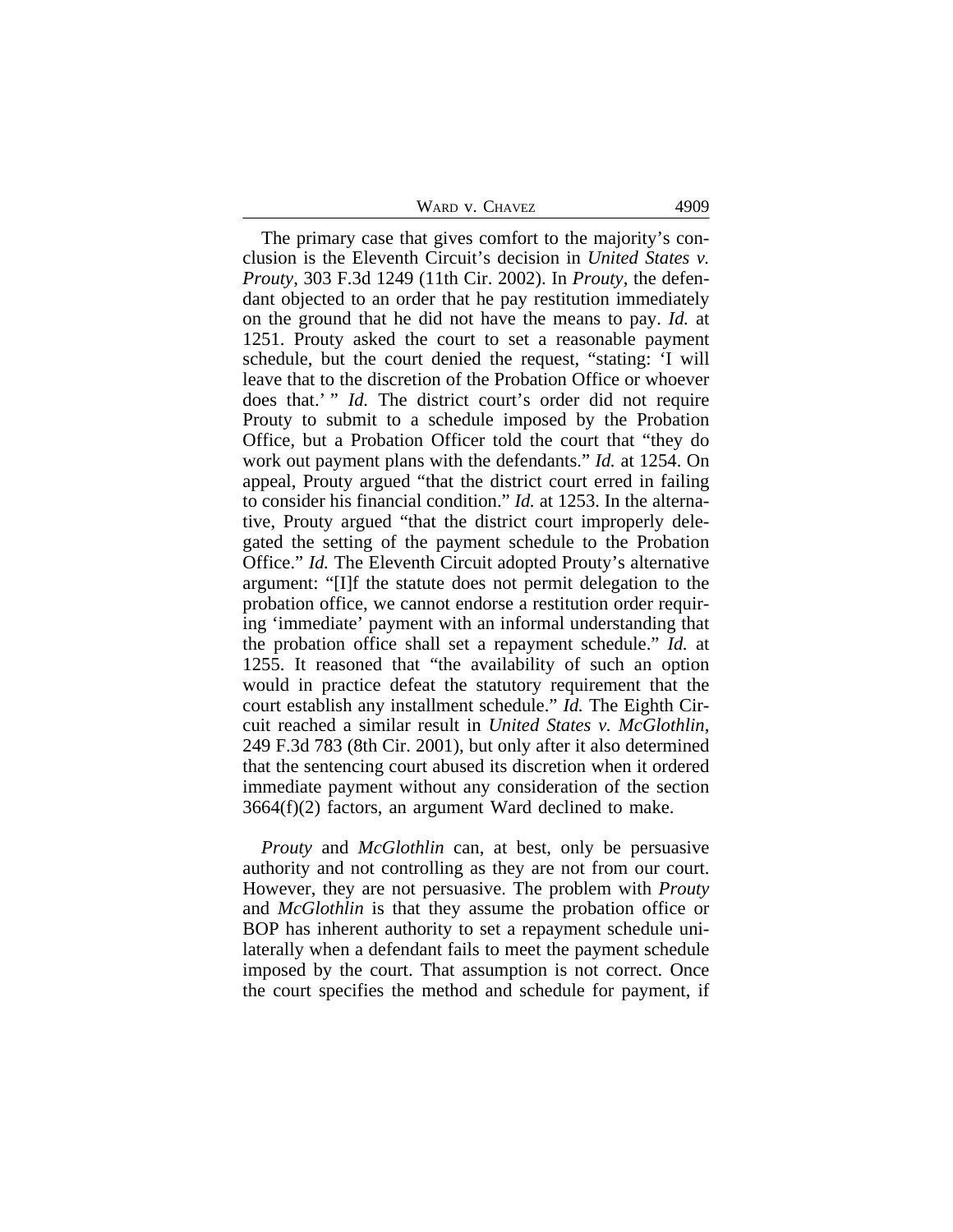The primary case that gives comfort to the majority's conclusion is the Eleventh Circuit's decision in *United States v. Prouty*, 303 F.3d 1249 (11th Cir. 2002). In *Prouty*, the defendant objected to an order that he pay restitution immediately on the ground that he did not have the means to pay. *Id.* at 1251. Prouty asked the court to set a reasonable payment schedule, but the court denied the request, "stating: 'I will leave that to the discretion of the Probation Office or whoever does that.' " *Id.* The district court's order did not require Prouty to submit to a schedule imposed by the Probation Office, but a Probation Officer told the court that "they do work out payment plans with the defendants." *Id.* at 1254. On appeal, Prouty argued "that the district court erred in failing to consider his financial condition." *Id.* at 1253. In the alternative, Prouty argued "that the district court improperly delegated the setting of the payment schedule to the Probation Office." *Id.* The Eleventh Circuit adopted Prouty's alternative argument: "[I]f the statute does not permit delegation to the probation office, we cannot endorse a restitution order requiring 'immediate' payment with an informal understanding that the probation office shall set a repayment schedule." *Id.* at 1255. It reasoned that "the availability of such an option would in practice defeat the statutory requirement that the court establish any installment schedule." *Id.* The Eighth Circuit reached a similar result in *United States v. McGlothlin*, 249 F.3d 783 (8th Cir. 2001), but only after it also determined that the sentencing court abused its discretion when it ordered immediate payment without any consideration of the section 3664(f)(2) factors, an argument Ward declined to make.

*Prouty* and *McGlothlin* can, at best, only be persuasive authority and not controlling as they are not from our court. However, they are not persuasive. The problem with *Prouty* and *McGlothlin* is that they assume the probation office or BOP has inherent authority to set a repayment schedule unilaterally when a defendant fails to meet the payment schedule imposed by the court. That assumption is not correct. Once the court specifies the method and schedule for payment, if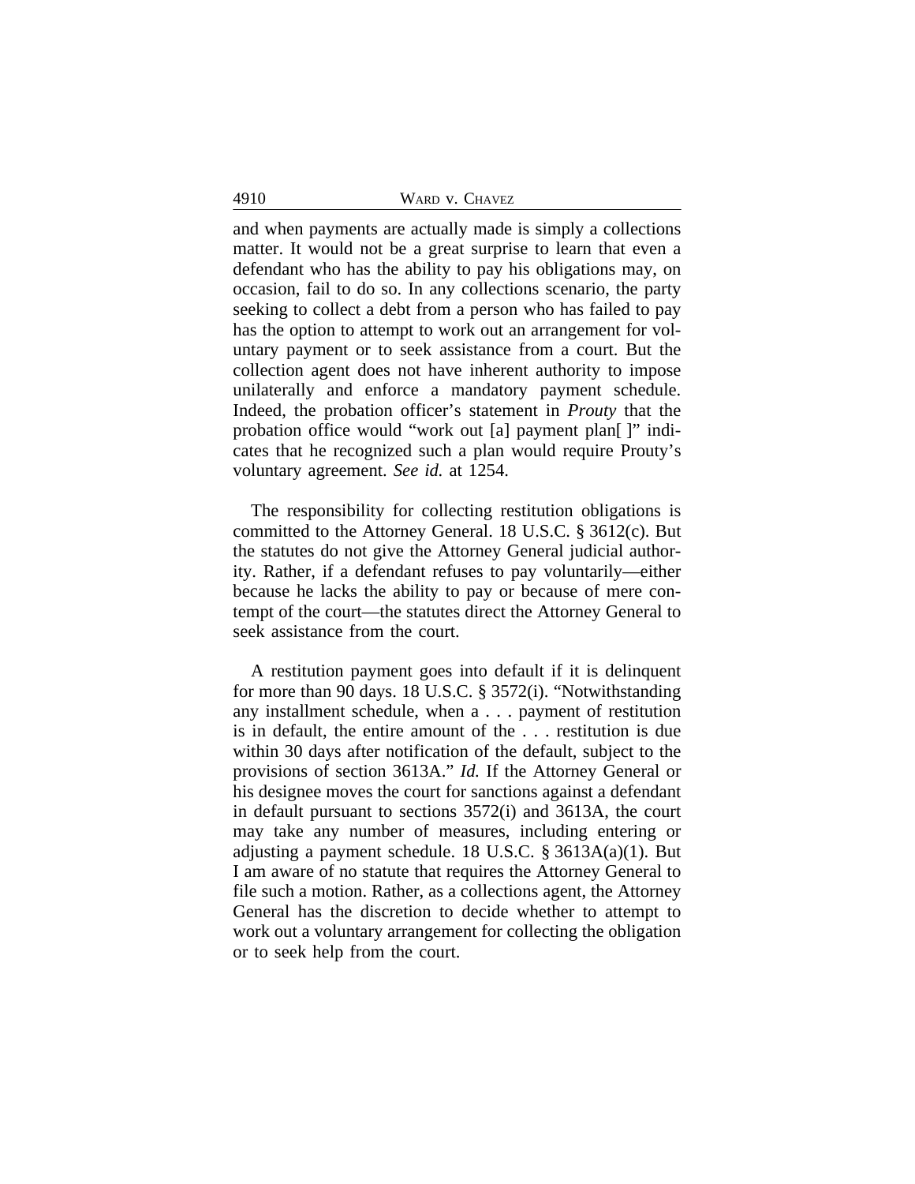and when payments are actually made is simply a collections matter. It would not be a great surprise to learn that even a defendant who has the ability to pay his obligations may, on occasion, fail to do so. In any collections scenario, the party seeking to collect a debt from a person who has failed to pay has the option to attempt to work out an arrangement for voluntary payment or to seek assistance from a court. But the collection agent does not have inherent authority to impose unilaterally and enforce a mandatory payment schedule. Indeed, the probation officer's statement in *Prouty* that the probation office would "work out [a] payment plan[ ]" indicates that he recognized such a plan would require Prouty's voluntary agreement. *See id.* at 1254.

The responsibility for collecting restitution obligations is committed to the Attorney General. 18 U.S.C. § 3612(c). But the statutes do not give the Attorney General judicial authority. Rather, if a defendant refuses to pay voluntarily—either because he lacks the ability to pay or because of mere contempt of the court—the statutes direct the Attorney General to seek assistance from the court.

A restitution payment goes into default if it is delinquent for more than 90 days. 18 U.S.C. § 3572(i). "Notwithstanding any installment schedule, when a . . . payment of restitution is in default, the entire amount of the . . . restitution is due within 30 days after notification of the default, subject to the provisions of section 3613A." *Id.* If the Attorney General or his designee moves the court for sanctions against a defendant in default pursuant to sections 3572(i) and 3613A, the court may take any number of measures, including entering or adjusting a payment schedule. 18 U.S.C. § 3613A(a)(1). But I am aware of no statute that requires the Attorney General to file such a motion. Rather, as a collections agent, the Attorney General has the discretion to decide whether to attempt to work out a voluntary arrangement for collecting the obligation or to seek help from the court.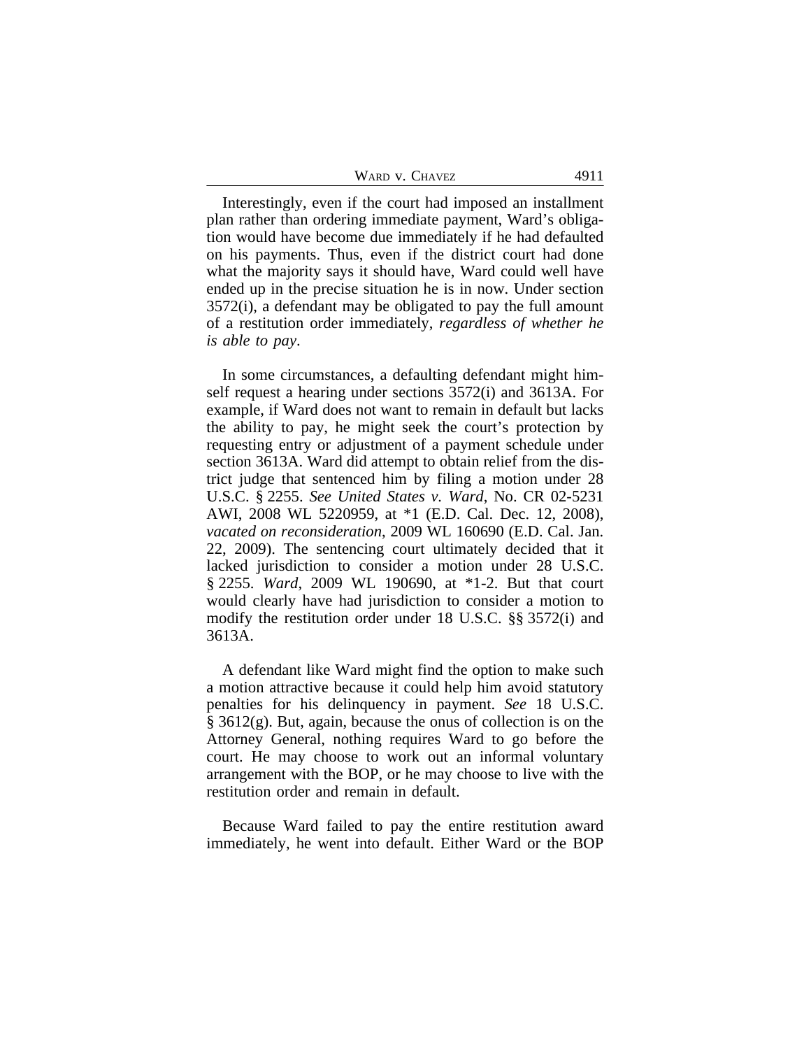Interestingly, even if the court had imposed an installment plan rather than ordering immediate payment, Ward's obligation would have become due immediately if he had defaulted on his payments. Thus, even if the district court had done what the majority says it should have, Ward could well have ended up in the precise situation he is in now. Under section 3572(i), a defendant may be obligated to pay the full amount of a restitution order immediately, *regardless of whether he is able to pay*.

In some circumstances, a defaulting defendant might himself request a hearing under sections 3572(i) and 3613A. For example, if Ward does not want to remain in default but lacks the ability to pay, he might seek the court's protection by requesting entry or adjustment of a payment schedule under section 3613A. Ward did attempt to obtain relief from the district judge that sentenced him by filing a motion under 28 U.S.C. § 2255. *See United States v. Ward*, No. CR 02-5231 AWI, 2008 WL 5220959, at *1 (E.D. Cal. Dec. 12, 2008), *vacated on reconsideration*, 2009 WL 160690 (E.D. Cal. Jan. 22, 2009). The sentencing court ultimately decided that it lacked jurisdiction to consider a motion under 28 U.S.C. § 2255. *Ward*, 2009 WL 190690, at *1-2. But that court would clearly have had jurisdiction to consider a motion to modify the restitution order under 18 U.S.C. §§ 3572(i) and 3613A.

A defendant like Ward might find the option to make such a motion attractive because it could help him avoid statutory penalties for his delinquency in payment. *See* 18 U.S.C. § 3612(g). But, again, because the onus of collection is on the Attorney General, nothing requires Ward to go before the court. He may choose to work out an informal voluntary arrangement with the BOP, or he may choose to live with the restitution order and remain in default.

Because Ward failed to pay the entire restitution award immediately, he went into default. Either Ward or the BOP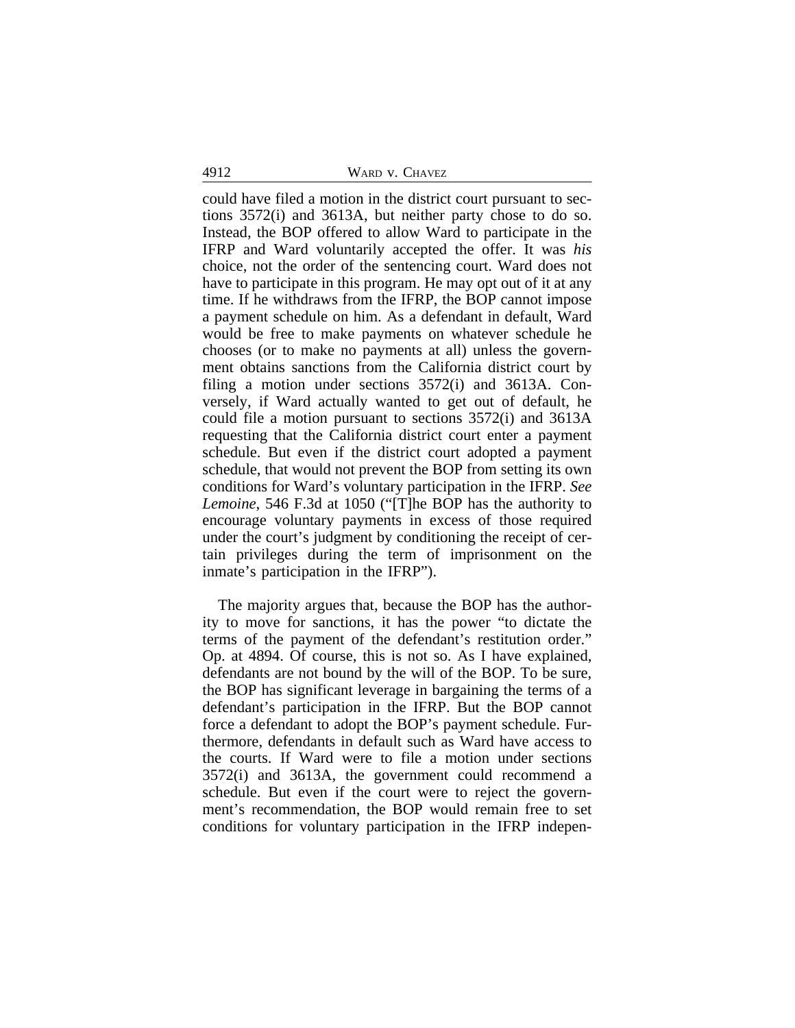could have filed a motion in the district court pursuant to sections 3572(i) and 3613A, but neither party chose to do so. Instead, the BOP offered to allow Ward to participate in the IFRP and Ward voluntarily accepted the offer. It was *his* choice, not the order of the sentencing court. Ward does not have to participate in this program. He may opt out of it at any time. If he withdraws from the IFRP, the BOP cannot impose a payment schedule on him. As a defendant in default, Ward would be free to make payments on whatever schedule he chooses (or to make no payments at all) unless the government obtains sanctions from the California district court by filing a motion under sections 3572(i) and 3613A. Conversely, if Ward actually wanted to get out of default, he could file a motion pursuant to sections 3572(i) and 3613A requesting that the California district court enter a payment schedule. But even if the district court adopted a payment schedule, that would not prevent the BOP from setting its own conditions for Ward's voluntary participation in the IFRP. *See Lemoine*, 546 F.3d at 1050 ("[T]he BOP has the authority to encourage voluntary payments in excess of those required under the court's judgment by conditioning the receipt of certain privileges during the term of imprisonment on the inmate's participation in the IFRP").

The majority argues that, because the BOP has the authority to move for sanctions, it has the power "to dictate the terms of the payment of the defendant's restitution order." Op. at 4894. Of course, this is not so. As I have explained, defendants are not bound by the will of the BOP. To be sure, the BOP has significant leverage in bargaining the terms of a defendant's participation in the IFRP. But the BOP cannot force a defendant to adopt the BOP's payment schedule. Furthermore, defendants in default such as Ward have access to the courts. If Ward were to file a motion under sections 3572(i) and 3613A, the government could recommend a schedule. But even if the court were to reject the government's recommendation, the BOP would remain free to set conditions for voluntary participation in the IFRP indepen-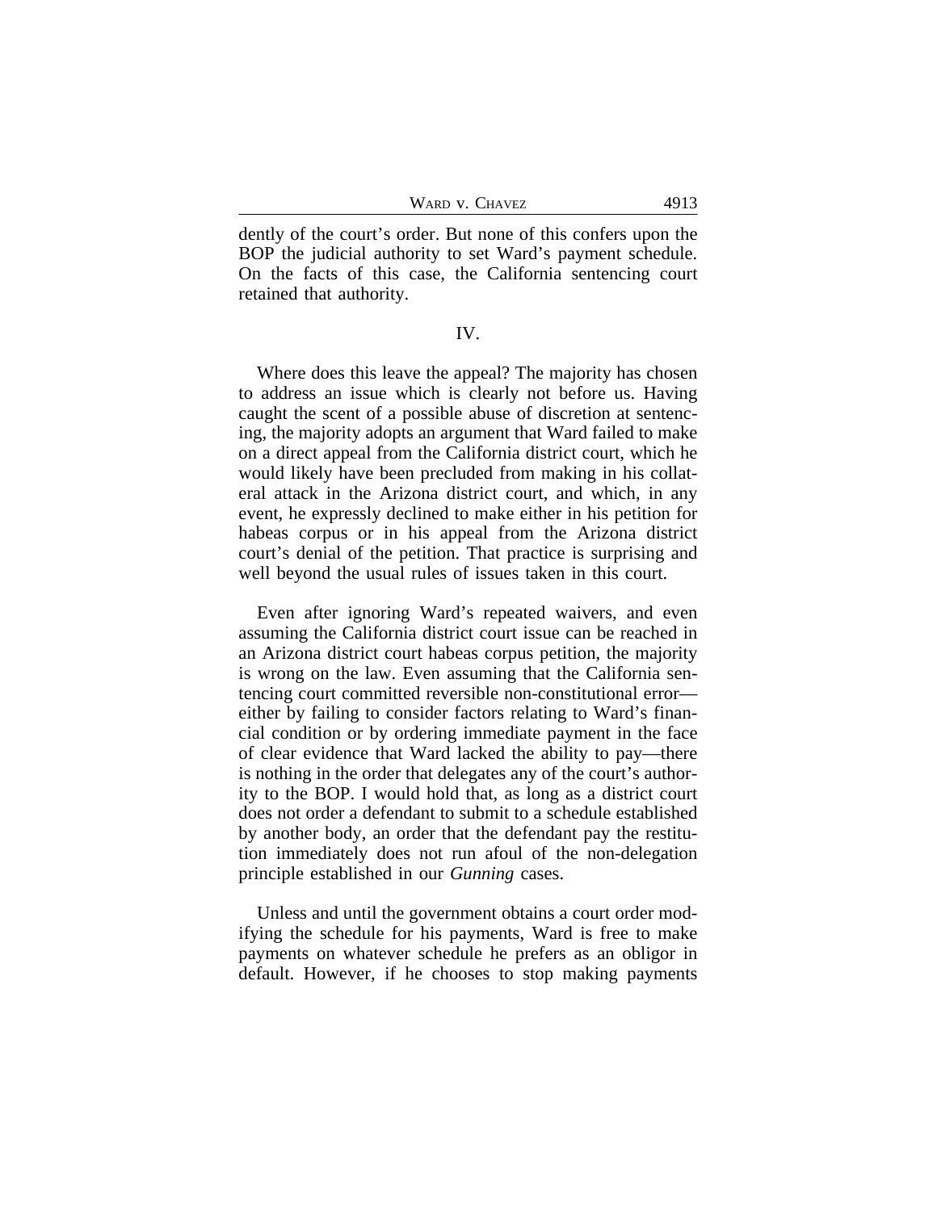dently of the court's order. But none of this confers upon the BOP the judicial authority to set Ward's payment schedule. On the facts of this case, the California sentencing court retained that authority.

IV.

Where does this leave the appeal? The majority has chosen to address an issue which is clearly not before us. Having caught the scent of a possible abuse of discretion at sentencing, the majority adopts an argument that Ward failed to make on a direct appeal from the California district court, which he would likely have been precluded from making in his collateral attack in the Arizona district court, and which, in any event, he expressly declined to make either in his petition for habeas corpus or in his appeal from the Arizona district court's denial of the petition. That practice is surprising and well beyond the usual rules of issues taken in this court.

Even after ignoring Ward's repeated waivers, and even assuming the California district court issue can be reached in an Arizona district court habeas corpus petition, the majority is wrong on the law. Even assuming that the California sentencing court committed reversible non-constitutional error—either by failing to consider factors relating to Ward's financial condition or by ordering immediate payment in the face of clear evidence that Ward lacked the ability to pay—there is nothing in the order that delegates any of the court's authority to the BOP. I would hold that, as long as a district court does not order a defendant to submit to a schedule established by another body, an order that the defendant pay the restitution immediately does not run afoul of the non-delegation principle established in our *Gunning* cases.

Unless and until the government obtains a court order modifying the schedule for his payments, Ward is free to make payments on whatever schedule he prefers as an obligor in default. However, if he chooses to stop making payments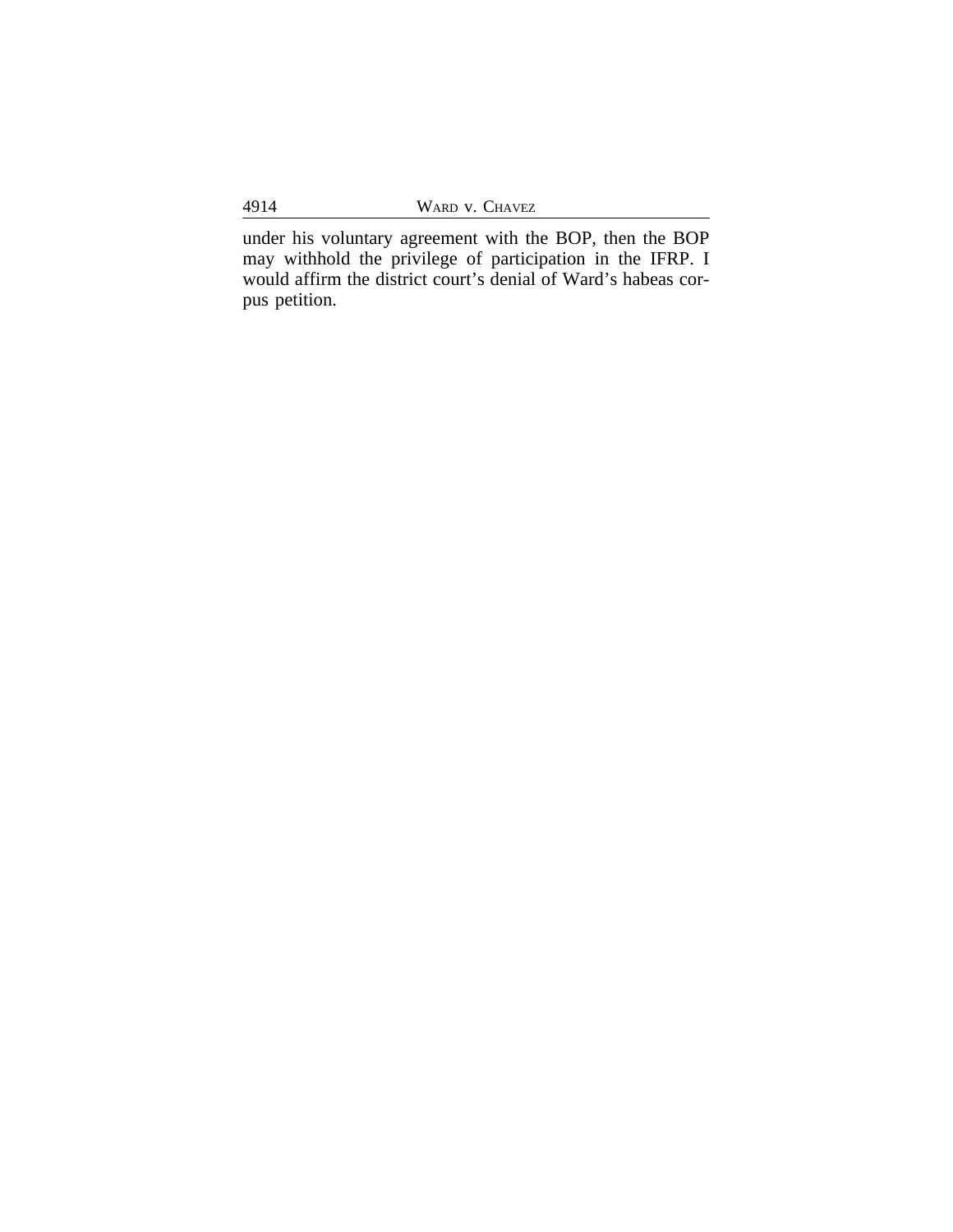under his voluntary agreement with the BOP, then the BOP may withhold the privilege of participation in the IFRP. I would affirm the district court's denial of Ward's habeas corpus petition.